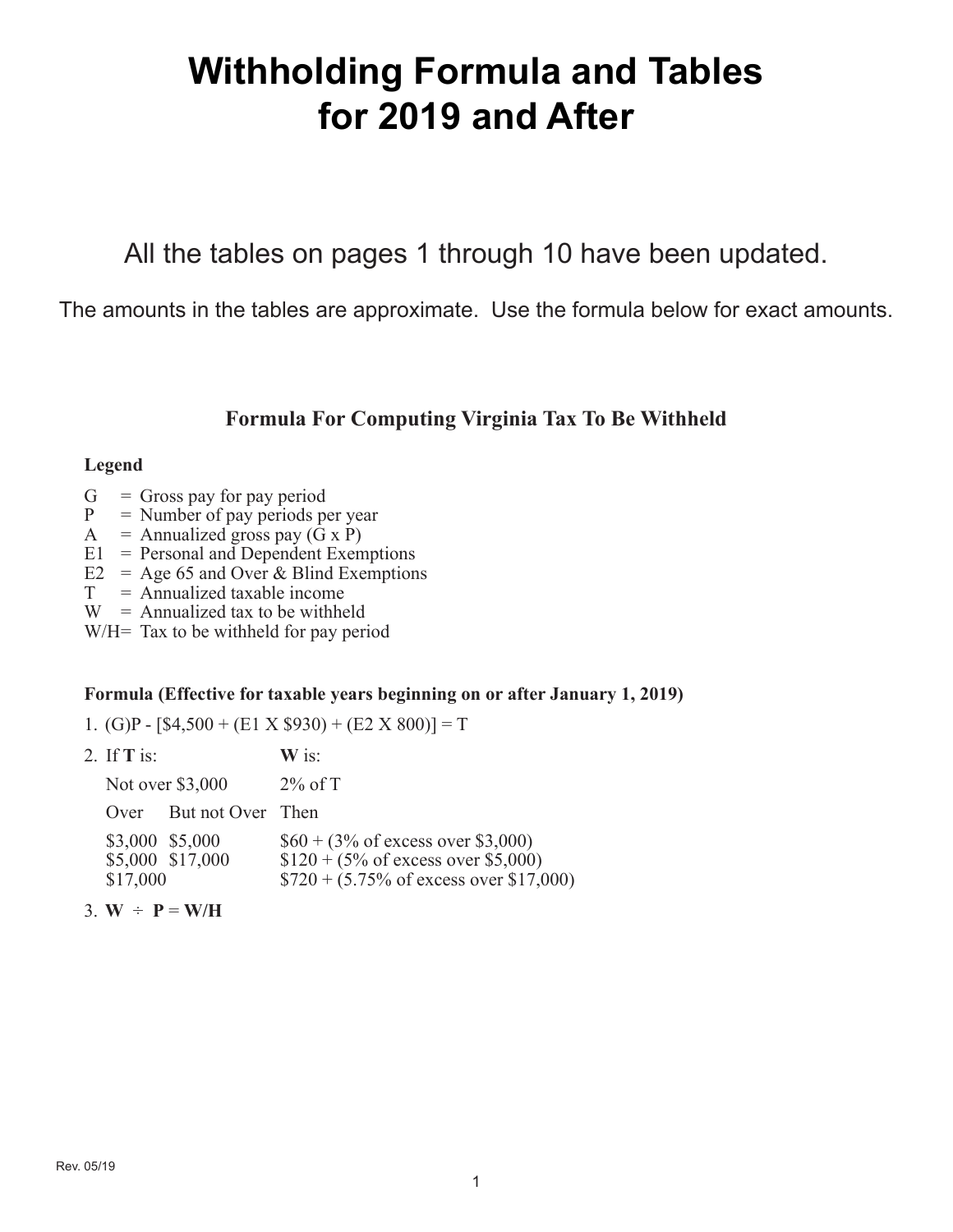# Withholding Formula and Tables for 2019 and After

All the tables on pages 1 through 10 have been updated.

The amounts in the tables are approximate. Use the formula below for exact amounts.

## Formula For Computing Virginia Tax To Be Withheld

**Legend**

- G = Gross pay for pay period
- P = Number of pay periods per year
- A = Annualized gross pay (G x P)
- E1 = Personal and Dependent Exemptions
- E2 = Age 65 and Over & Blind Exemptions
- T = Annualized taxable income
- W = Annualized tax to be withheld
- W/H= Tax to be withheld for pay period

**Formula (Effective for taxable years beginning on or after January 1, 2019)**

1. (G)P - [$4,500 + (E1 X $930) + (E2 X 800)] = T

2. If **T** is: / **W** is:

| If **T** is: | | **W** is: |
|---|---|---|
| Not over $3,000 | | 2% of T |
| Over | But not Over | Then |
| $3,000 | $5,000 | $60 + (3% of excess over $3,000) |
| $5,000 | $17,000 | $120 + (5% of excess over $5,000) |
| $17,000 | | $720 + (5.75% of excess over $17,000) |

3. **W** ÷ **P** = **W/H**

Rev. 05/19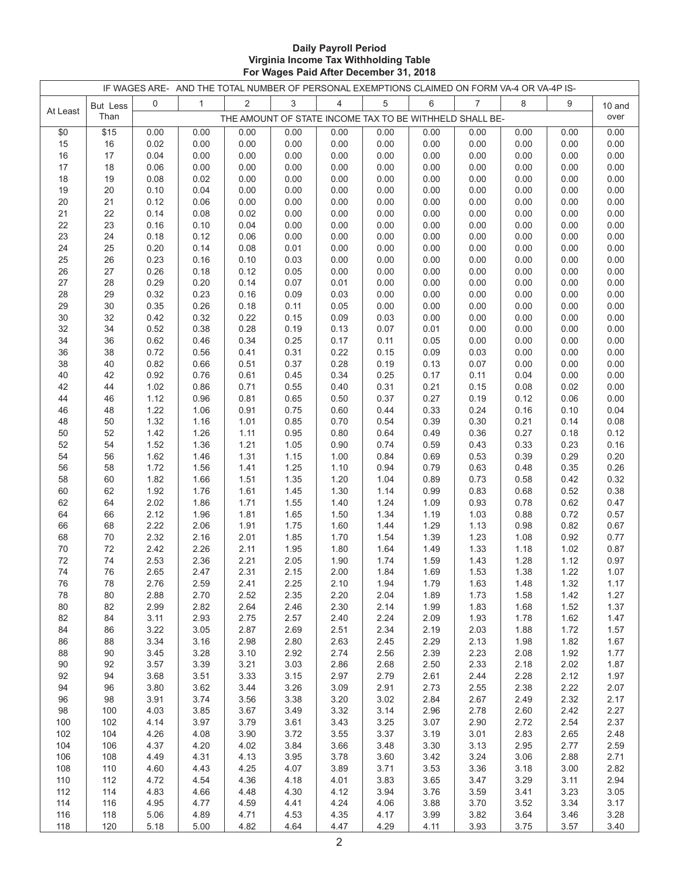**Daily Payroll Period**
**Virginia Income Tax Withholding Table**
**For Wages Paid After December 31, 2018**

| IF WAGES ARE- | | AND THE TOTAL NUMBER OF PERSONAL EXEMPTIONS CLAIMED ON FORM VA-4 OR VA-4P IS- | | | | | | | | | | |
|---|---|---|---|---|---|---|---|---|---|---|---|---|
| At Least | But Less Than | 0 | 1 | 2 | 3 | 4 | 5 | 6 | 7 | 8 | 9 | 10 and over |
| | | THE AMOUNT OF STATE INCOME TAX TO BE WITHHELD SHALL BE- | | | | | | | | | | |
| $0 | $15 | 0.00 | 0.00 | 0.00 | 0.00 | 0.00 | 0.00 | 0.00 | 0.00 | 0.00 | 0.00 | 0.00 |
| 15 | 16 | 0.02 | 0.00 | 0.00 | 0.00 | 0.00 | 0.00 | 0.00 | 0.00 | 0.00 | 0.00 | 0.00 |
| 16 | 17 | 0.04 | 0.00 | 0.00 | 0.00 | 0.00 | 0.00 | 0.00 | 0.00 | 0.00 | 0.00 | 0.00 |
| 17 | 18 | 0.06 | 0.00 | 0.00 | 0.00 | 0.00 | 0.00 | 0.00 | 0.00 | 0.00 | 0.00 | 0.00 |
| 18 | 19 | 0.08 | 0.02 | 0.00 | 0.00 | 0.00 | 0.00 | 0.00 | 0.00 | 0.00 | 0.00 | 0.00 |
| 19 | 20 | 0.10 | 0.04 | 0.00 | 0.00 | 0.00 | 0.00 | 0.00 | 0.00 | 0.00 | 0.00 | 0.00 |
| 20 | 21 | 0.12 | 0.06 | 0.00 | 0.00 | 0.00 | 0.00 | 0.00 | 0.00 | 0.00 | 0.00 | 0.00 |
| 21 | 22 | 0.14 | 0.08 | 0.02 | 0.00 | 0.00 | 0.00 | 0.00 | 0.00 | 0.00 | 0.00 | 0.00 |
| 22 | 23 | 0.16 | 0.10 | 0.04 | 0.00 | 0.00 | 0.00 | 0.00 | 0.00 | 0.00 | 0.00 | 0.00 |
| 23 | 24 | 0.18 | 0.12 | 0.06 | 0.00 | 0.00 | 0.00 | 0.00 | 0.00 | 0.00 | 0.00 | 0.00 |
| 24 | 25 | 0.20 | 0.14 | 0.08 | 0.01 | 0.00 | 0.00 | 0.00 | 0.00 | 0.00 | 0.00 | 0.00 |
| 25 | 26 | 0.23 | 0.16 | 0.10 | 0.03 | 0.00 | 0.00 | 0.00 | 0.00 | 0.00 | 0.00 | 0.00 |
| 26 | 27 | 0.26 | 0.18 | 0.12 | 0.05 | 0.00 | 0.00 | 0.00 | 0.00 | 0.00 | 0.00 | 0.00 |
| 27 | 28 | 0.29 | 0.20 | 0.14 | 0.07 | 0.01 | 0.00 | 0.00 | 0.00 | 0.00 | 0.00 | 0.00 |
| 28 | 29 | 0.32 | 0.23 | 0.16 | 0.09 | 0.03 | 0.00 | 0.00 | 0.00 | 0.00 | 0.00 | 0.00 |
| 29 | 30 | 0.35 | 0.26 | 0.18 | 0.11 | 0.05 | 0.00 | 0.00 | 0.00 | 0.00 | 0.00 | 0.00 |
| 30 | 32 | 0.42 | 0.32 | 0.22 | 0.15 | 0.09 | 0.03 | 0.00 | 0.00 | 0.00 | 0.00 | 0.00 |
| 32 | 34 | 0.52 | 0.38 | 0.28 | 0.19 | 0.13 | 0.07 | 0.01 | 0.00 | 0.00 | 0.00 | 0.00 |
| 34 | 36 | 0.62 | 0.46 | 0.34 | 0.25 | 0.17 | 0.11 | 0.05 | 0.00 | 0.00 | 0.00 | 0.00 |
| 36 | 38 | 0.72 | 0.56 | 0.41 | 0.31 | 0.22 | 0.15 | 0.09 | 0.03 | 0.00 | 0.00 | 0.00 |
| 38 | 40 | 0.82 | 0.66 | 0.51 | 0.37 | 0.28 | 0.19 | 0.13 | 0.07 | 0.00 | 0.00 | 0.00 |
| 40 | 42 | 0.92 | 0.76 | 0.61 | 0.45 | 0.34 | 0.25 | 0.17 | 0.11 | 0.04 | 0.00 | 0.00 |
| 42 | 44 | 1.02 | 0.86 | 0.71 | 0.55 | 0.40 | 0.31 | 0.21 | 0.15 | 0.08 | 0.02 | 0.00 |
| 44 | 46 | 1.12 | 0.96 | 0.81 | 0.65 | 0.50 | 0.37 | 0.27 | 0.19 | 0.12 | 0.06 | 0.00 |
| 46 | 48 | 1.22 | 1.06 | 0.91 | 0.75 | 0.60 | 0.44 | 0.33 | 0.24 | 0.16 | 0.10 | 0.04 |
| 48 | 50 | 1.32 | 1.16 | 1.01 | 0.85 | 0.70 | 0.54 | 0.39 | 0.30 | 0.21 | 0.14 | 0.08 |
| 50 | 52 | 1.42 | 1.26 | 1.11 | 0.95 | 0.80 | 0.64 | 0.49 | 0.36 | 0.27 | 0.18 | 0.12 |
| 52 | 54 | 1.52 | 1.36 | 1.21 | 1.05 | 0.90 | 0.74 | 0.59 | 0.43 | 0.33 | 0.23 | 0.16 |
| 54 | 56 | 1.62 | 1.46 | 1.31 | 1.15 | 1.00 | 0.84 | 0.69 | 0.53 | 0.39 | 0.29 | 0.20 |
| 56 | 58 | 1.72 | 1.56 | 1.41 | 1.25 | 1.10 | 0.94 | 0.79 | 0.63 | 0.48 | 0.35 | 0.26 |
| 58 | 60 | 1.82 | 1.66 | 1.51 | 1.35 | 1.20 | 1.04 | 0.89 | 0.73 | 0.58 | 0.42 | 0.32 |
| 60 | 62 | 1.92 | 1.76 | 1.61 | 1.45 | 1.30 | 1.14 | 0.99 | 0.83 | 0.68 | 0.52 | 0.38 |
| 62 | 64 | 2.02 | 1.86 | 1.71 | 1.55 | 1.40 | 1.24 | 1.09 | 0.93 | 0.78 | 0.62 | 0.47 |
| 64 | 66 | 2.12 | 1.96 | 1.81 | 1.65 | 1.50 | 1.34 | 1.19 | 1.03 | 0.88 | 0.72 | 0.57 |
| 66 | 68 | 2.22 | 2.06 | 1.91 | 1.75 | 1.60 | 1.44 | 1.29 | 1.13 | 0.98 | 0.82 | 0.67 |
| 68 | 70 | 2.32 | 2.16 | 2.01 | 1.85 | 1.70 | 1.54 | 1.39 | 1.23 | 1.08 | 0.92 | 0.77 |
| 70 | 72 | 2.42 | 2.26 | 2.11 | 1.95 | 1.80 | 1.64 | 1.49 | 1.33 | 1.18 | 1.02 | 0.87 |
| 72 | 74 | 2.53 | 2.36 | 2.21 | 2.05 | 1.90 | 1.74 | 1.59 | 1.43 | 1.28 | 1.12 | 0.97 |
| 74 | 76 | 2.65 | 2.47 | 2.31 | 2.15 | 2.00 | 1.84 | 1.69 | 1.53 | 1.38 | 1.22 | 1.07 |
| 76 | 78 | 2.76 | 2.59 | 2.41 | 2.25 | 2.10 | 1.94 | 1.79 | 1.63 | 1.48 | 1.32 | 1.17 |
| 78 | 80 | 2.88 | 2.70 | 2.52 | 2.35 | 2.20 | 2.04 | 1.89 | 1.73 | 1.58 | 1.42 | 1.27 |
| 80 | 82 | 2.99 | 2.82 | 2.64 | 2.46 | 2.30 | 2.14 | 1.99 | 1.83 | 1.68 | 1.52 | 1.37 |
| 82 | 84 | 3.11 | 2.93 | 2.75 | 2.57 | 2.40 | 2.24 | 2.09 | 1.93 | 1.78 | 1.62 | 1.47 |
| 84 | 86 | 3.22 | 3.05 | 2.87 | 2.69 | 2.51 | 2.34 | 2.19 | 2.03 | 1.88 | 1.72 | 1.57 |
| 86 | 88 | 3.34 | 3.16 | 2.98 | 2.80 | 2.63 | 2.45 | 2.29 | 2.13 | 1.98 | 1.82 | 1.67 |
| 88 | 90 | 3.45 | 3.28 | 3.10 | 2.92 | 2.74 | 2.56 | 2.39 | 2.23 | 2.08 | 1.92 | 1.77 |
| 90 | 92 | 3.57 | 3.39 | 3.21 | 3.03 | 2.86 | 2.68 | 2.50 | 2.33 | 2.18 | 2.02 | 1.87 |
| 92 | 94 | 3.68 | 3.51 | 3.33 | 3.15 | 2.97 | 2.79 | 2.61 | 2.44 | 2.28 | 2.12 | 1.97 |
| 94 | 96 | 3.80 | 3.62 | 3.44 | 3.26 | 3.09 | 2.91 | 2.73 | 2.55 | 2.38 | 2.22 | 2.07 |
| 96 | 98 | 3.91 | 3.74 | 3.56 | 3.38 | 3.20 | 3.02 | 2.84 | 2.67 | 2.49 | 2.32 | 2.17 |
| 98 | 100 | 4.03 | 3.85 | 3.67 | 3.49 | 3.32 | 3.14 | 2.96 | 2.78 | 2.60 | 2.42 | 2.27 |
| 100 | 102 | 4.14 | 3.97 | 3.79 | 3.61 | 3.43 | 3.25 | 3.07 | 2.90 | 2.72 | 2.54 | 2.37 |
| 102 | 104 | 4.26 | 4.08 | 3.90 | 3.72 | 3.55 | 3.37 | 3.19 | 3.01 | 2.83 | 2.65 | 2.48 |
| 104 | 106 | 4.37 | 4.20 | 4.02 | 3.84 | 3.66 | 3.48 | 3.30 | 3.13 | 2.95 | 2.77 | 2.59 |
| 106 | 108 | 4.49 | 4.31 | 4.13 | 3.95 | 3.78 | 3.60 | 3.42 | 3.24 | 3.06 | 2.88 | 2.71 |
| 108 | 110 | 4.60 | 4.43 | 4.25 | 4.07 | 3.89 | 3.71 | 3.53 | 3.36 | 3.18 | 3.00 | 2.82 |
| 110 | 112 | 4.72 | 4.54 | 4.36 | 4.18 | 4.01 | 3.83 | 3.65 | 3.47 | 3.29 | 3.11 | 2.94 |
| 112 | 114 | 4.83 | 4.66 | 4.48 | 4.30 | 4.12 | 3.94 | 3.76 | 3.59 | 3.41 | 3.23 | 3.05 |
| 114 | 116 | 4.95 | 4.77 | 4.59 | 4.41 | 4.24 | 4.06 | 3.88 | 3.70 | 3.52 | 3.34 | 3.17 |
| 116 | 118 | 5.06 | 4.89 | 4.71 | 4.53 | 4.35 | 4.17 | 3.99 | 3.82 | 3.64 | 3.46 | 3.28 |
| 118 | 120 | 5.18 | 5.00 | 4.82 | 4.64 | 4.47 | 4.29 | 4.11 | 3.93 | 3.75 | 3.57 | 3.40 |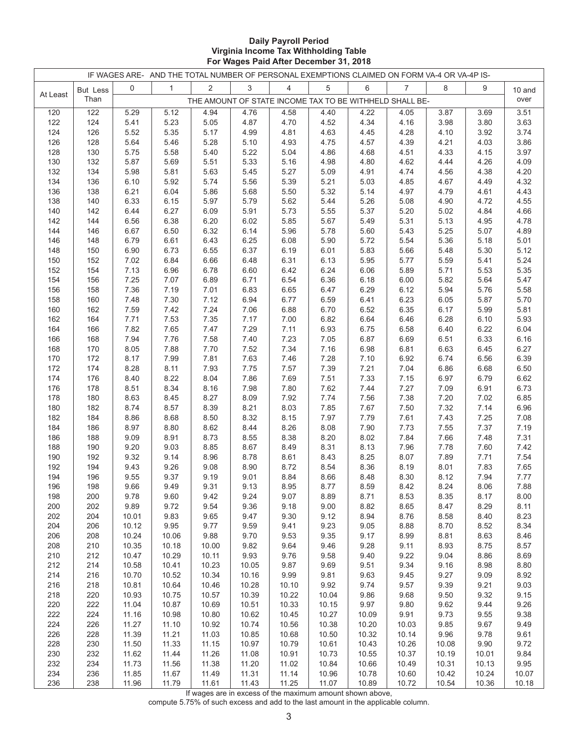**Daily Payroll Period**
**Virginia Income Tax Withholding Table**
**For Wages Paid After December 31, 2018**

| IF WAGES ARE- | | AND THE TOTAL NUMBER OF PERSONAL EXEMPTIONS CLAIMED ON FORM VA-4 OR VA-4P IS- | | | | | | | | | | |
|---|---|---|---|---|---|---|---|---|---|---|---|---|
| At Least | But Less Than | 0 | 1 | 2 | 3 | 4 | 5 | 6 | 7 | 8 | 9 | 10 and over |
| | | THE AMOUNT OF STATE INCOME TAX TO BE WITHHELD SHALL BE- | | | | | | | | | | |
| 120 | 122 | 5.29 | 5.12 | 4.94 | 4.76 | 4.58 | 4.40 | 4.22 | 4.05 | 3.87 | 3.69 | 3.51 |
| 122 | 124 | 5.41 | 5.23 | 5.05 | 4.87 | 4.70 | 4.52 | 4.34 | 4.16 | 3.98 | 3.80 | 3.63 |
| 124 | 126 | 5.52 | 5.35 | 5.17 | 4.99 | 4.81 | 4.63 | 4.45 | 4.28 | 4.10 | 3.92 | 3.74 |
| 126 | 128 | 5.64 | 5.46 | 5.28 | 5.10 | 4.93 | 4.75 | 4.57 | 4.39 | 4.21 | 4.03 | 3.86 |
| 128 | 130 | 5.75 | 5.58 | 5.40 | 5.22 | 5.04 | 4.86 | 4.68 | 4.51 | 4.33 | 4.15 | 3.97 |
| 130 | 132 | 5.87 | 5.69 | 5.51 | 5.33 | 5.16 | 4.98 | 4.80 | 4.62 | 4.44 | 4.26 | 4.09 |
| 132 | 134 | 5.98 | 5.81 | 5.63 | 5.45 | 5.27 | 5.09 | 4.91 | 4.74 | 4.56 | 4.38 | 4.20 |
| 134 | 136 | 6.10 | 5.92 | 5.74 | 5.56 | 5.39 | 5.21 | 5.03 | 4.85 | 4.67 | 4.49 | 4.32 |
| 136 | 138 | 6.21 | 6.04 | 5.86 | 5.68 | 5.50 | 5.32 | 5.14 | 4.97 | 4.79 | 4.61 | 4.43 |
| 138 | 140 | 6.33 | 6.15 | 5.97 | 5.79 | 5.62 | 5.44 | 5.26 | 5.08 | 4.90 | 4.72 | 4.55 |
| 140 | 142 | 6.44 | 6.27 | 6.09 | 5.91 | 5.73 | 5.55 | 5.37 | 5.20 | 5.02 | 4.84 | 4.66 |
| 142 | 144 | 6.56 | 6.38 | 6.20 | 6.02 | 5.85 | 5.67 | 5.49 | 5.31 | 5.13 | 4.95 | 4.78 |
| 144 | 146 | 6.67 | 6.50 | 6.32 | 6.14 | 5.96 | 5.78 | 5.60 | 5.43 | 5.25 | 5.07 | 4.89 |
| 146 | 148 | 6.79 | 6.61 | 6.43 | 6.25 | 6.08 | 5.90 | 5.72 | 5.54 | 5.36 | 5.18 | 5.01 |
| 148 | 150 | 6.90 | 6.73 | 6.55 | 6.37 | 6.19 | 6.01 | 5.83 | 5.66 | 5.48 | 5.30 | 5.12 |
| 150 | 152 | 7.02 | 6.84 | 6.66 | 6.48 | 6.31 | 6.13 | 5.95 | 5.77 | 5.59 | 5.41 | 5.24 |
| 152 | 154 | 7.13 | 6.96 | 6.78 | 6.60 | 6.42 | 6.24 | 6.06 | 5.89 | 5.71 | 5.53 | 5.35 |
| 154 | 156 | 7.25 | 7.07 | 6.89 | 6.71 | 6.54 | 6.36 | 6.18 | 6.00 | 5.82 | 5.64 | 5.47 |
| 156 | 158 | 7.36 | 7.19 | 7.01 | 6.83 | 6.65 | 6.47 | 6.29 | 6.12 | 5.94 | 5.76 | 5.58 |
| 158 | 160 | 7.48 | 7.30 | 7.12 | 6.94 | 6.77 | 6.59 | 6.41 | 6.23 | 6.05 | 5.87 | 5.70 |
| 160 | 162 | 7.59 | 7.42 | 7.24 | 7.06 | 6.88 | 6.70 | 6.52 | 6.35 | 6.17 | 5.99 | 5.81 |
| 162 | 164 | 7.71 | 7.53 | 7.35 | 7.17 | 7.00 | 6.82 | 6.64 | 6.46 | 6.28 | 6.10 | 5.93 |
| 164 | 166 | 7.82 | 7.65 | 7.47 | 7.29 | 7.11 | 6.93 | 6.75 | 6.58 | 6.40 | 6.22 | 6.04 |
| 166 | 168 | 7.94 | 7.76 | 7.58 | 7.40 | 7.23 | 7.05 | 6.87 | 6.69 | 6.51 | 6.33 | 6.16 |
| 168 | 170 | 8.05 | 7.88 | 7.70 | 7.52 | 7.34 | 7.16 | 6.98 | 6.81 | 6.63 | 6.45 | 6.27 |
| 170 | 172 | 8.17 | 7.99 | 7.81 | 7.63 | 7.46 | 7.28 | 7.10 | 6.92 | 6.74 | 6.56 | 6.39 |
| 172 | 174 | 8.28 | 8.11 | 7.93 | 7.75 | 7.57 | 7.39 | 7.21 | 7.04 | 6.86 | 6.68 | 6.50 |
| 174 | 176 | 8.40 | 8.22 | 8.04 | 7.86 | 7.69 | 7.51 | 7.33 | 7.15 | 6.97 | 6.79 | 6.62 |
| 176 | 178 | 8.51 | 8.34 | 8.16 | 7.98 | 7.80 | 7.62 | 7.44 | 7.27 | 7.09 | 6.91 | 6.73 |
| 178 | 180 | 8.63 | 8.45 | 8.27 | 8.09 | 7.92 | 7.74 | 7.56 | 7.38 | 7.20 | 7.02 | 6.85 |
| 180 | 182 | 8.74 | 8.57 | 8.39 | 8.21 | 8.03 | 7.85 | 7.67 | 7.50 | 7.32 | 7.14 | 6.96 |
| 182 | 184 | 8.86 | 8.68 | 8.50 | 8.32 | 8.15 | 7.97 | 7.79 | 7.61 | 7.43 | 7.25 | 7.08 |
| 184 | 186 | 8.97 | 8.80 | 8.62 | 8.44 | 8.26 | 8.08 | 7.90 | 7.73 | 7.55 | 7.37 | 7.19 |
| 186 | 188 | 9.09 | 8.91 | 8.73 | 8.55 | 8.38 | 8.20 | 8.02 | 7.84 | 7.66 | 7.48 | 7.31 |
| 188 | 190 | 9.20 | 9.03 | 8.85 | 8.67 | 8.49 | 8.31 | 8.13 | 7.96 | 7.78 | 7.60 | 7.42 |
| 190 | 192 | 9.32 | 9.14 | 8.96 | 8.78 | 8.61 | 8.43 | 8.25 | 8.07 | 7.89 | 7.71 | 7.54 |
| 192 | 194 | 9.43 | 9.26 | 9.08 | 8.90 | 8.72 | 8.54 | 8.36 | 8.19 | 8.01 | 7.83 | 7.65 |
| 194 | 196 | 9.55 | 9.37 | 9.19 | 9.01 | 8.84 | 8.66 | 8.48 | 8.30 | 8.12 | 7.94 | 7.77 |
| 196 | 198 | 9.66 | 9.49 | 9.31 | 9.13 | 8.95 | 8.77 | 8.59 | 8.42 | 8.24 | 8.06 | 7.88 |
| 198 | 200 | 9.78 | 9.60 | 9.42 | 9.24 | 9.07 | 8.89 | 8.71 | 8.53 | 8.35 | 8.17 | 8.00 |
| 200 | 202 | 9.89 | 9.72 | 9.54 | 9.36 | 9.18 | 9.00 | 8.82 | 8.65 | 8.47 | 8.29 | 8.11 |
| 202 | 204 | 10.01 | 9.83 | 9.65 | 9.47 | 9.30 | 9.12 | 8.94 | 8.76 | 8.58 | 8.40 | 8.23 |
| 204 | 206 | 10.12 | 9.95 | 9.77 | 9.59 | 9.41 | 9.23 | 9.05 | 8.88 | 8.70 | 8.52 | 8.34 |
| 206 | 208 | 10.24 | 10.06 | 9.88 | 9.70 | 9.53 | 9.35 | 9.17 | 8.99 | 8.81 | 8.63 | 8.46 |
| 208 | 210 | 10.35 | 10.18 | 10.00 | 9.82 | 9.64 | 9.46 | 9.28 | 9.11 | 8.93 | 8.75 | 8.57 |
| 210 | 212 | 10.47 | 10.29 | 10.11 | 9.93 | 9.76 | 9.58 | 9.40 | 9.22 | 9.04 | 8.86 | 8.69 |
| 212 | 214 | 10.58 | 10.41 | 10.23 | 10.05 | 9.87 | 9.69 | 9.51 | 9.34 | 9.16 | 8.98 | 8.80 |
| 214 | 216 | 10.70 | 10.52 | 10.34 | 10.16 | 9.99 | 9.81 | 9.63 | 9.45 | 9.27 | 9.09 | 8.92 |
| 216 | 218 | 10.81 | 10.64 | 10.46 | 10.28 | 10.10 | 9.92 | 9.74 | 9.57 | 9.39 | 9.21 | 9.03 |
| 218 | 220 | 10.93 | 10.75 | 10.57 | 10.39 | 10.22 | 10.04 | 9.86 | 9.68 | 9.50 | 9.32 | 9.15 |
| 220 | 222 | 11.04 | 10.87 | 10.69 | 10.51 | 10.33 | 10.15 | 9.97 | 9.80 | 9.62 | 9.44 | 9.26 |
| 222 | 224 | 11.16 | 10.98 | 10.80 | 10.62 | 10.45 | 10.27 | 10.09 | 9.91 | 9.73 | 9.55 | 9.38 |
| 224 | 226 | 11.27 | 11.10 | 10.92 | 10.74 | 10.56 | 10.38 | 10.20 | 10.03 | 9.85 | 9.67 | 9.49 |
| 226 | 228 | 11.39 | 11.21 | 11.03 | 10.85 | 10.68 | 10.50 | 10.32 | 10.14 | 9.96 | 9.78 | 9.61 |
| 228 | 230 | 11.50 | 11.33 | 11.15 | 10.97 | 10.79 | 10.61 | 10.43 | 10.26 | 10.08 | 9.90 | 9.72 |
| 230 | 232 | 11.62 | 11.44 | 11.26 | 11.08 | 10.91 | 10.73 | 10.55 | 10.37 | 10.19 | 10.01 | 9.84 |
| 232 | 234 | 11.73 | 11.56 | 11.38 | 11.20 | 11.02 | 10.84 | 10.66 | 10.49 | 10.31 | 10.13 | 9.95 |
| 234 | 236 | 11.85 | 11.67 | 11.49 | 11.31 | 11.14 | 10.96 | 10.78 | 10.60 | 10.42 | 10.24 | 10.07 |
| 236 | 238 | 11.96 | 11.79 | 11.61 | 11.43 | 11.25 | 11.07 | 10.89 | 10.72 | 10.54 | 10.36 | 10.18 |

If wages are in excess of the maximum amount shown above, compute 5.75% of such excess and add to the last amount in the applicable column.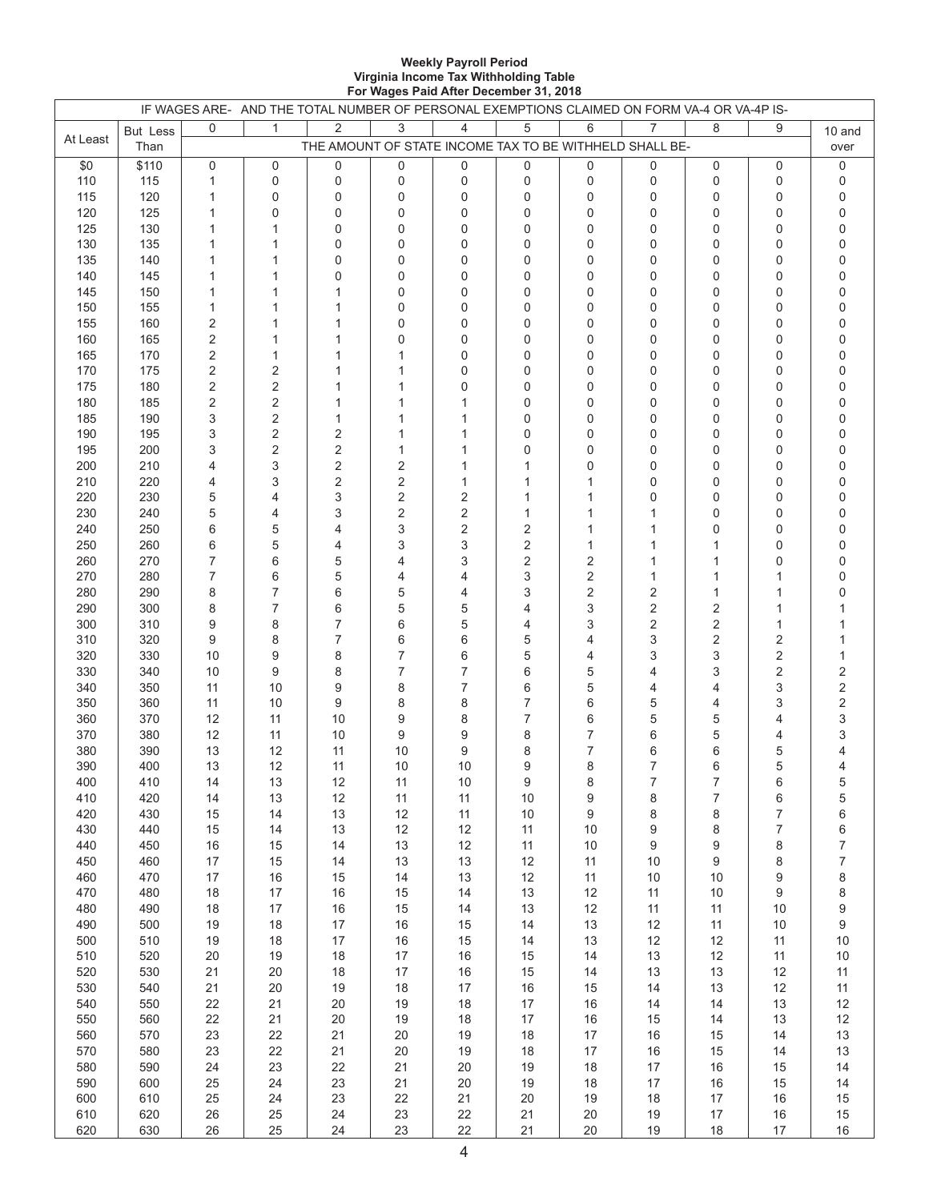**Weekly Payroll Period**
**Virginia Income Tax Withholding Table**
**For Wages Paid After December 31, 2018**

| IF WAGES ARE- | | AND THE TOTAL NUMBER OF PERSONAL EXEMPTIONS CLAIMED ON FORM VA-4 OR VA-4P IS- | | | | | | | | | | |
|---|---|---|---|---|---|---|---|---|---|---|---|---|
| At Least | But Less Than | 0 | 1 | 2 | 3 | 4 | 5 | 6 | 7 | 8 | 9 | 10 and over |
| | | THE AMOUNT OF STATE INCOME TAX TO BE WITHHELD SHALL BE- | | | | | | | | | | |
| $0 | $110 | 0 | 0 | 0 | 0 | 0 | 0 | 0 | 0 | 0 | 0 | 0 |
| 110 | 115 | 1 | 0 | 0 | 0 | 0 | 0 | 0 | 0 | 0 | 0 | 0 |
| 115 | 120 | 1 | 0 | 0 | 0 | 0 | 0 | 0 | 0 | 0 | 0 | 0 |
| 120 | 125 | 1 | 0 | 0 | 0 | 0 | 0 | 0 | 0 | 0 | 0 | 0 |
| 125 | 130 | 1 | 1 | 0 | 0 | 0 | 0 | 0 | 0 | 0 | 0 | 0 |
| 130 | 135 | 1 | 1 | 0 | 0 | 0 | 0 | 0 | 0 | 0 | 0 | 0 |
| 135 | 140 | 1 | 1 | 0 | 0 | 0 | 0 | 0 | 0 | 0 | 0 | 0 |
| 140 | 145 | 1 | 1 | 0 | 0 | 0 | 0 | 0 | 0 | 0 | 0 | 0 |
| 145 | 150 | 1 | 1 | 1 | 0 | 0 | 0 | 0 | 0 | 0 | 0 | 0 |
| 150 | 155 | 1 | 1 | 1 | 0 | 0 | 0 | 0 | 0 | 0 | 0 | 0 |
| 155 | 160 | 2 | 1 | 1 | 0 | 0 | 0 | 0 | 0 | 0 | 0 | 0 |
| 160 | 165 | 2 | 1 | 1 | 0 | 0 | 0 | 0 | 0 | 0 | 0 | 0 |
| 165 | 170 | 2 | 1 | 1 | 1 | 0 | 0 | 0 | 0 | 0 | 0 | 0 |
| 170 | 175 | 2 | 2 | 1 | 1 | 0 | 0 | 0 | 0 | 0 | 0 | 0 |
| 175 | 180 | 2 | 2 | 1 | 1 | 0 | 0 | 0 | 0 | 0 | 0 | 0 |
| 180 | 185 | 2 | 2 | 1 | 1 | 1 | 0 | 0 | 0 | 0 | 0 | 0 |
| 185 | 190 | 3 | 2 | 1 | 1 | 1 | 0 | 0 | 0 | 0 | 0 | 0 |
| 190 | 195 | 3 | 2 | 2 | 1 | 1 | 0 | 0 | 0 | 0 | 0 | 0 |
| 195 | 200 | 3 | 2 | 2 | 1 | 1 | 0 | 0 | 0 | 0 | 0 | 0 |
| 200 | 210 | 4 | 3 | 2 | 2 | 1 | 1 | 0 | 0 | 0 | 0 | 0 |
| 210 | 220 | 4 | 3 | 2 | 2 | 1 | 1 | 1 | 0 | 0 | 0 | 0 |
| 220 | 230 | 5 | 4 | 3 | 2 | 2 | 1 | 1 | 0 | 0 | 0 | 0 |
| 230 | 240 | 5 | 4 | 3 | 2 | 2 | 1 | 1 | 1 | 0 | 0 | 0 |
| 240 | 250 | 6 | 5 | 4 | 3 | 2 | 2 | 1 | 1 | 0 | 0 | 0 |
| 250 | 260 | 6 | 5 | 4 | 3 | 3 | 2 | 1 | 1 | 1 | 0 | 0 |
| 260 | 270 | 7 | 6 | 5 | 4 | 3 | 2 | 2 | 1 | 1 | 0 | 0 |
| 270 | 280 | 7 | 6 | 5 | 4 | 4 | 3 | 2 | 1 | 1 | 1 | 0 |
| 280 | 290 | 8 | 7 | 6 | 5 | 4 | 3 | 2 | 2 | 1 | 1 | 0 |
| 290 | 300 | 8 | 7 | 6 | 5 | 5 | 4 | 3 | 2 | 2 | 1 | 1 |
| 300 | 310 | 9 | 8 | 7 | 6 | 5 | 4 | 3 | 2 | 2 | 1 | 1 |
| 310 | 320 | 9 | 8 | 7 | 6 | 6 | 5 | 4 | 3 | 2 | 2 | 1 |
| 320 | 330 | 10 | 9 | 8 | 7 | 6 | 5 | 4 | 3 | 3 | 2 | 1 |
| 330 | 340 | 10 | 9 | 8 | 7 | 7 | 6 | 5 | 4 | 3 | 2 | 2 |
| 340 | 350 | 11 | 10 | 9 | 8 | 7 | 6 | 5 | 4 | 4 | 3 | 2 |
| 350 | 360 | 11 | 10 | 9 | 8 | 8 | 7 | 6 | 5 | 4 | 3 | 2 |
| 360 | 370 | 12 | 11 | 10 | 9 | 8 | 7 | 6 | 5 | 5 | 4 | 3 |
| 370 | 380 | 12 | 11 | 10 | 9 | 9 | 8 | 7 | 6 | 5 | 4 | 3 |
| 380 | 390 | 13 | 12 | 11 | 10 | 9 | 8 | 7 | 6 | 6 | 5 | 4 |
| 390 | 400 | 13 | 12 | 11 | 10 | 10 | 9 | 8 | 7 | 6 | 5 | 4 |
| 400 | 410 | 14 | 13 | 12 | 11 | 10 | 9 | 8 | 7 | 7 | 6 | 5 |
| 410 | 420 | 14 | 13 | 12 | 11 | 11 | 10 | 9 | 8 | 7 | 6 | 5 |
| 420 | 430 | 15 | 14 | 13 | 12 | 11 | 10 | 9 | 8 | 8 | 7 | 6 |
| 430 | 440 | 15 | 14 | 13 | 12 | 12 | 11 | 10 | 9 | 8 | 7 | 6 |
| 440 | 450 | 16 | 15 | 14 | 13 | 12 | 11 | 10 | 9 | 9 | 8 | 7 |
| 450 | 460 | 17 | 15 | 14 | 13 | 13 | 12 | 11 | 10 | 9 | 8 | 7 |
| 460 | 470 | 17 | 16 | 15 | 14 | 13 | 12 | 11 | 10 | 10 | 9 | 8 |
| 470 | 480 | 18 | 17 | 16 | 15 | 14 | 13 | 12 | 11 | 10 | 9 | 8 |
| 480 | 490 | 18 | 17 | 16 | 15 | 14 | 13 | 12 | 11 | 11 | 10 | 9 |
| 490 | 500 | 19 | 18 | 17 | 16 | 15 | 14 | 13 | 12 | 11 | 10 | 9 |
| 500 | 510 | 19 | 18 | 17 | 16 | 15 | 14 | 13 | 12 | 12 | 11 | 10 |
| 510 | 520 | 20 | 19 | 18 | 17 | 16 | 15 | 14 | 13 | 12 | 11 | 10 |
| 520 | 530 | 21 | 20 | 18 | 17 | 16 | 15 | 14 | 13 | 13 | 12 | 11 |
| 530 | 540 | 21 | 20 | 19 | 18 | 17 | 16 | 15 | 14 | 13 | 12 | 11 |
| 540 | 550 | 22 | 21 | 20 | 19 | 18 | 17 | 16 | 14 | 14 | 13 | 12 |
| 550 | 560 | 22 | 21 | 20 | 19 | 18 | 17 | 16 | 15 | 14 | 13 | 12 |
| 560 | 570 | 23 | 22 | 21 | 20 | 19 | 18 | 17 | 16 | 15 | 14 | 13 |
| 570 | 580 | 23 | 22 | 21 | 20 | 19 | 18 | 17 | 16 | 15 | 14 | 13 |
| 580 | 590 | 24 | 23 | 22 | 21 | 20 | 19 | 18 | 17 | 16 | 15 | 14 |
| 590 | 600 | 25 | 24 | 23 | 21 | 20 | 19 | 18 | 17 | 16 | 15 | 14 |
| 600 | 610 | 25 | 24 | 23 | 22 | 21 | 20 | 19 | 18 | 17 | 16 | 15 |
| 610 | 620 | 26 | 25 | 24 | 23 | 22 | 21 | 20 | 19 | 17 | 16 | 15 |
| 620 | 630 | 26 | 25 | 24 | 23 | 22 | 21 | 20 | 19 | 18 | 17 | 16 |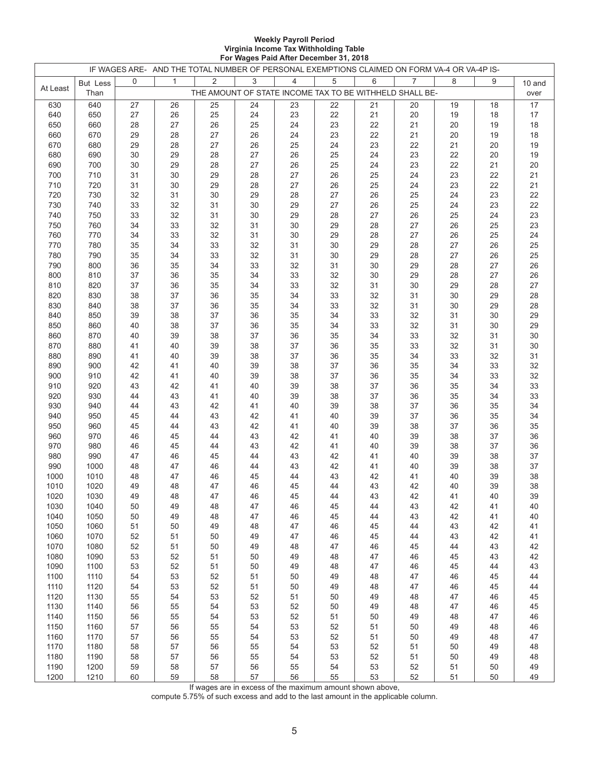**Weekly Payroll Period**
**Virginia Income Tax Withholding Table**
**For Wages Paid After December 31, 2018**

| IF WAGES ARE- | | AND THE TOTAL NUMBER OF PERSONAL EXEMPTIONS CLAIMED ON FORM VA-4 OR VA-4P IS- | | | | | | | | | | |
|---|---|---|---|---|---|---|---|---|---|---|---|---|
| At Least | But Less Than | 0 | 1 | 2 | 3 | 4 | 5 | 6 | 7 | 8 | 9 | 10 and over |
| | | THE AMOUNT OF STATE INCOME TAX TO BE WITHHELD SHALL BE- | | | | | | | | | | |
| 630 | 640 | 27 | 26 | 25 | 24 | 23 | 22 | 21 | 20 | 19 | 18 | 17 |
| 640 | 650 | 27 | 26 | 25 | 24 | 23 | 22 | 21 | 20 | 19 | 18 | 17 |
| 650 | 660 | 28 | 27 | 26 | 25 | 24 | 23 | 22 | 21 | 20 | 19 | 18 |
| 660 | 670 | 29 | 28 | 27 | 26 | 24 | 23 | 22 | 21 | 20 | 19 | 18 |
| 670 | 680 | 29 | 28 | 27 | 26 | 25 | 24 | 23 | 22 | 21 | 20 | 19 |
| 680 | 690 | 30 | 29 | 28 | 27 | 26 | 25 | 24 | 23 | 22 | 20 | 19 |
| 690 | 700 | 30 | 29 | 28 | 27 | 26 | 25 | 24 | 23 | 22 | 21 | 20 |
| 700 | 710 | 31 | 30 | 29 | 28 | 27 | 26 | 25 | 24 | 23 | 22 | 21 |
| 710 | 720 | 31 | 30 | 29 | 28 | 27 | 26 | 25 | 24 | 23 | 22 | 21 |
| 720 | 730 | 32 | 31 | 30 | 29 | 28 | 27 | 26 | 25 | 24 | 23 | 22 |
| 730 | 740 | 33 | 32 | 31 | 30 | 29 | 27 | 26 | 25 | 24 | 23 | 22 |
| 740 | 750 | 33 | 32 | 31 | 30 | 29 | 28 | 27 | 26 | 25 | 24 | 23 |
| 750 | 760 | 34 | 33 | 32 | 31 | 30 | 29 | 28 | 27 | 26 | 25 | 23 |
| 760 | 770 | 34 | 33 | 32 | 31 | 30 | 29 | 28 | 27 | 26 | 25 | 24 |
| 770 | 780 | 35 | 34 | 33 | 32 | 31 | 30 | 29 | 28 | 27 | 26 | 25 |
| 780 | 790 | 35 | 34 | 33 | 32 | 31 | 30 | 29 | 28 | 27 | 26 | 25 |
| 790 | 800 | 36 | 35 | 34 | 33 | 32 | 31 | 30 | 29 | 28 | 27 | 26 |
| 800 | 810 | 37 | 36 | 35 | 34 | 33 | 32 | 30 | 29 | 28 | 27 | 26 |
| 810 | 820 | 37 | 36 | 35 | 34 | 33 | 32 | 31 | 30 | 29 | 28 | 27 |
| 820 | 830 | 38 | 37 | 36 | 35 | 34 | 33 | 32 | 31 | 30 | 29 | 28 |
| 830 | 840 | 38 | 37 | 36 | 35 | 34 | 33 | 32 | 31 | 30 | 29 | 28 |
| 840 | 850 | 39 | 38 | 37 | 36 | 35 | 34 | 33 | 32 | 31 | 30 | 29 |
| 850 | 860 | 40 | 38 | 37 | 36 | 35 | 34 | 33 | 32 | 31 | 30 | 29 |
| 860 | 870 | 40 | 39 | 38 | 37 | 36 | 35 | 34 | 33 | 32 | 31 | 30 |
| 870 | 880 | 41 | 40 | 39 | 38 | 37 | 36 | 35 | 33 | 32 | 31 | 30 |
| 880 | 890 | 41 | 40 | 39 | 38 | 37 | 36 | 35 | 34 | 33 | 32 | 31 |
| 890 | 900 | 42 | 41 | 40 | 39 | 38 | 37 | 36 | 35 | 34 | 33 | 32 |
| 900 | 910 | 42 | 41 | 40 | 39 | 38 | 37 | 36 | 35 | 34 | 33 | 32 |
| 910 | 920 | 43 | 42 | 41 | 40 | 39 | 38 | 37 | 36 | 35 | 34 | 33 |
| 920 | 930 | 44 | 43 | 41 | 40 | 39 | 38 | 37 | 36 | 35 | 34 | 33 |
| 930 | 940 | 44 | 43 | 42 | 41 | 40 | 39 | 38 | 37 | 36 | 35 | 34 |
| 940 | 950 | 45 | 44 | 43 | 42 | 41 | 40 | 39 | 37 | 36 | 35 | 34 |
| 950 | 960 | 45 | 44 | 43 | 42 | 41 | 40 | 39 | 38 | 37 | 36 | 35 |
| 960 | 970 | 46 | 45 | 44 | 43 | 42 | 41 | 40 | 39 | 38 | 37 | 36 |
| 970 | 980 | 46 | 45 | 44 | 43 | 42 | 41 | 40 | 39 | 38 | 37 | 36 |
| 980 | 990 | 47 | 46 | 45 | 44 | 43 | 42 | 41 | 40 | 39 | 38 | 37 |
| 990 | 1000 | 48 | 47 | 46 | 44 | 43 | 42 | 41 | 40 | 39 | 38 | 37 |
| 1000 | 1010 | 48 | 47 | 46 | 45 | 44 | 43 | 42 | 41 | 40 | 39 | 38 |
| 1010 | 1020 | 49 | 48 | 47 | 46 | 45 | 44 | 43 | 42 | 40 | 39 | 38 |
| 1020 | 1030 | 49 | 48 | 47 | 46 | 45 | 44 | 43 | 42 | 41 | 40 | 39 |
| 1030 | 1040 | 50 | 49 | 48 | 47 | 46 | 45 | 44 | 43 | 42 | 41 | 40 |
| 1040 | 1050 | 50 | 49 | 48 | 47 | 46 | 45 | 44 | 43 | 42 | 41 | 40 |
| 1050 | 1060 | 51 | 50 | 49 | 48 | 47 | 46 | 45 | 44 | 43 | 42 | 41 |
| 1060 | 1070 | 52 | 51 | 50 | 49 | 47 | 46 | 45 | 44 | 43 | 42 | 41 |
| 1070 | 1080 | 52 | 51 | 50 | 49 | 48 | 47 | 46 | 45 | 44 | 43 | 42 |
| 1080 | 1090 | 53 | 52 | 51 | 50 | 49 | 48 | 47 | 46 | 45 | 43 | 42 |
| 1090 | 1100 | 53 | 52 | 51 | 50 | 49 | 48 | 47 | 46 | 45 | 44 | 43 |
| 1100 | 1110 | 54 | 53 | 52 | 51 | 50 | 49 | 48 | 47 | 46 | 45 | 44 |
| 1110 | 1120 | 54 | 53 | 52 | 51 | 50 | 49 | 48 | 47 | 46 | 45 | 44 |
| 1120 | 1130 | 55 | 54 | 53 | 52 | 51 | 50 | 49 | 48 | 47 | 46 | 45 |
| 1130 | 1140 | 56 | 55 | 54 | 53 | 52 | 50 | 49 | 48 | 47 | 46 | 45 |
| 1140 | 1150 | 56 | 55 | 54 | 53 | 52 | 51 | 50 | 49 | 48 | 47 | 46 |
| 1150 | 1160 | 57 | 56 | 55 | 54 | 53 | 52 | 51 | 50 | 49 | 48 | 46 |
| 1160 | 1170 | 57 | 56 | 55 | 54 | 53 | 52 | 51 | 50 | 49 | 48 | 47 |
| 1170 | 1180 | 58 | 57 | 56 | 55 | 54 | 53 | 52 | 51 | 50 | 49 | 48 |
| 1180 | 1190 | 58 | 57 | 56 | 55 | 54 | 53 | 52 | 51 | 50 | 49 | 48 |
| 1190 | 1200 | 59 | 58 | 57 | 56 | 55 | 54 | 53 | 52 | 51 | 50 | 49 |
| 1200 | 1210 | 60 | 59 | 58 | 57 | 56 | 55 | 53 | 52 | 51 | 50 | 49 |

If wages are in excess of the maximum amount shown above, compute 5.75% of such excess and add to the last amount in the applicable column.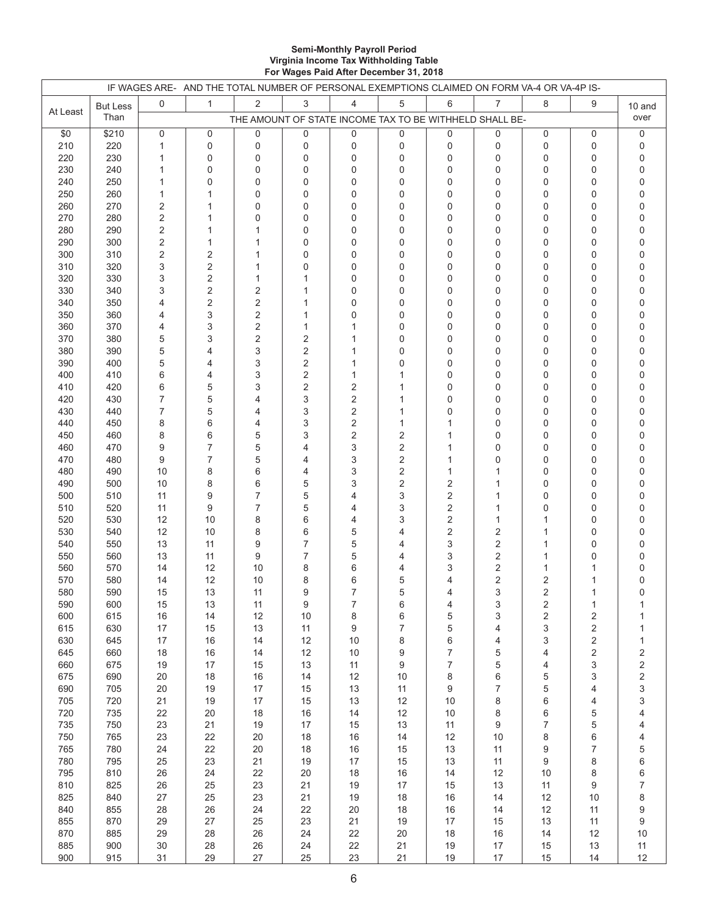**Semi-Monthly Payroll Period**
**Virginia Income Tax Withholding Table**
**For Wages Paid After December 31, 2018**

| IF WAGES ARE- | | AND THE TOTAL NUMBER OF PERSONAL EXEMPTIONS CLAIMED ON FORM VA-4 OR VA-4P IS- | | | | | | | | | | |
|---|---|---|---|---|---|---|---|---|---|---|---|---|
| At Least | But Less Than | 0 | 1 | 2 | 3 | 4 | 5 | 6 | 7 | 8 | 9 | 10 and over |
| | | THE AMOUNT OF STATE INCOME TAX TO BE WITHHELD SHALL BE- | | | | | | | | | | |
| $0 | $210 | 0 | 0 | 0 | 0 | 0 | 0 | 0 | 0 | 0 | 0 | 0 |
| 210 | 220 | 1 | 0 | 0 | 0 | 0 | 0 | 0 | 0 | 0 | 0 | 0 |
| 220 | 230 | 1 | 0 | 0 | 0 | 0 | 0 | 0 | 0 | 0 | 0 | 0 |
| 230 | 240 | 1 | 0 | 0 | 0 | 0 | 0 | 0 | 0 | 0 | 0 | 0 |
| 240 | 250 | 1 | 0 | 0 | 0 | 0 | 0 | 0 | 0 | 0 | 0 | 0 |
| 250 | 260 | 1 | 1 | 0 | 0 | 0 | 0 | 0 | 0 | 0 | 0 | 0 |
| 260 | 270 | 2 | 1 | 0 | 0 | 0 | 0 | 0 | 0 | 0 | 0 | 0 |
| 270 | 280 | 2 | 1 | 0 | 0 | 0 | 0 | 0 | 0 | 0 | 0 | 0 |
| 280 | 290 | 2 | 1 | 1 | 0 | 0 | 0 | 0 | 0 | 0 | 0 | 0 |
| 290 | 300 | 2 | 1 | 1 | 0 | 0 | 0 | 0 | 0 | 0 | 0 | 0 |
| 300 | 310 | 2 | 2 | 1 | 0 | 0 | 0 | 0 | 0 | 0 | 0 | 0 |
| 310 | 320 | 3 | 2 | 1 | 0 | 0 | 0 | 0 | 0 | 0 | 0 | 0 |
| 320 | 330 | 3 | 2 | 1 | 1 | 0 | 0 | 0 | 0 | 0 | 0 | 0 |
| 330 | 340 | 3 | 2 | 2 | 1 | 0 | 0 | 0 | 0 | 0 | 0 | 0 |
| 340 | 350 | 4 | 2 | 2 | 1 | 0 | 0 | 0 | 0 | 0 | 0 | 0 |
| 350 | 360 | 4 | 3 | 2 | 1 | 0 | 0 | 0 | 0 | 0 | 0 | 0 |
| 360 | 370 | 4 | 3 | 2 | 1 | 1 | 0 | 0 | 0 | 0 | 0 | 0 |
| 370 | 380 | 5 | 3 | 2 | 2 | 1 | 0 | 0 | 0 | 0 | 0 | 0 |
| 380 | 390 | 5 | 4 | 3 | 2 | 1 | 0 | 0 | 0 | 0 | 0 | 0 |
| 390 | 400 | 5 | 4 | 3 | 2 | 1 | 0 | 0 | 0 | 0 | 0 | 0 |
| 400 | 410 | 6 | 4 | 3 | 2 | 1 | 1 | 0 | 0 | 0 | 0 | 0 |
| 410 | 420 | 6 | 5 | 3 | 2 | 2 | 1 | 0 | 0 | 0 | 0 | 0 |
| 420 | 430 | 7 | 5 | 4 | 3 | 2 | 1 | 0 | 0 | 0 | 0 | 0 |
| 430 | 440 | 7 | 5 | 4 | 3 | 2 | 1 | 0 | 0 | 0 | 0 | 0 |
| 440 | 450 | 8 | 6 | 4 | 3 | 2 | 1 | 1 | 0 | 0 | 0 | 0 |
| 450 | 460 | 8 | 6 | 5 | 3 | 2 | 2 | 1 | 0 | 0 | 0 | 0 |
| 460 | 470 | 9 | 7 | 5 | 4 | 3 | 2 | 1 | 0 | 0 | 0 | 0 |
| 470 | 480 | 9 | 7 | 5 | 4 | 3 | 2 | 1 | 0 | 0 | 0 | 0 |
| 480 | 490 | 10 | 8 | 6 | 4 | 3 | 2 | 1 | 1 | 0 | 0 | 0 |
| 490 | 500 | 10 | 8 | 6 | 5 | 3 | 2 | 2 | 1 | 0 | 0 | 0 |
| 500 | 510 | 11 | 9 | 7 | 5 | 4 | 3 | 2 | 1 | 0 | 0 | 0 |
| 510 | 520 | 11 | 9 | 7 | 5 | 4 | 3 | 2 | 1 | 0 | 0 | 0 |
| 520 | 530 | 12 | 10 | 8 | 6 | 4 | 3 | 2 | 1 | 1 | 0 | 0 |
| 530 | 540 | 12 | 10 | 8 | 6 | 5 | 4 | 2 | 2 | 1 | 0 | 0 |
| 540 | 550 | 13 | 11 | 9 | 7 | 5 | 4 | 3 | 2 | 1 | 0 | 0 |
| 550 | 560 | 13 | 11 | 9 | 7 | 5 | 4 | 3 | 2 | 1 | 0 | 0 |
| 560 | 570 | 14 | 12 | 10 | 8 | 6 | 4 | 3 | 2 | 1 | 1 | 0 |
| 570 | 580 | 14 | 12 | 10 | 8 | 6 | 5 | 4 | 2 | 2 | 1 | 0 |
| 580 | 590 | 15 | 13 | 11 | 9 | 7 | 5 | 4 | 3 | 2 | 1 | 0 |
| 590 | 600 | 15 | 13 | 11 | 9 | 7 | 6 | 4 | 3 | 2 | 1 | 1 |
| 600 | 615 | 16 | 14 | 12 | 10 | 8 | 6 | 5 | 3 | 2 | 2 | 1 |
| 615 | 630 | 17 | 15 | 13 | 11 | 9 | 7 | 5 | 4 | 3 | 2 | 1 |
| 630 | 645 | 17 | 16 | 14 | 12 | 10 | 8 | 6 | 4 | 3 | 2 | 1 |
| 645 | 660 | 18 | 16 | 14 | 12 | 10 | 9 | 7 | 5 | 4 | 2 | 2 |
| 660 | 675 | 19 | 17 | 15 | 13 | 11 | 9 | 7 | 5 | 4 | 3 | 2 |
| 675 | 690 | 20 | 18 | 16 | 14 | 12 | 10 | 8 | 6 | 5 | 3 | 2 |
| 690 | 705 | 20 | 19 | 17 | 15 | 13 | 11 | 9 | 7 | 5 | 4 | 3 |
| 705 | 720 | 21 | 19 | 17 | 15 | 13 | 12 | 10 | 8 | 6 | 4 | 3 |
| 720 | 735 | 22 | 20 | 18 | 16 | 14 | 12 | 10 | 8 | 6 | 5 | 4 |
| 735 | 750 | 23 | 21 | 19 | 17 | 15 | 13 | 11 | 9 | 7 | 5 | 4 |
| 750 | 765 | 23 | 22 | 20 | 18 | 16 | 14 | 12 | 10 | 8 | 6 | 4 |
| 765 | 780 | 24 | 22 | 20 | 18 | 16 | 15 | 13 | 11 | 9 | 7 | 5 |
| 780 | 795 | 25 | 23 | 21 | 19 | 17 | 15 | 13 | 11 | 9 | 8 | 6 |
| 795 | 810 | 26 | 24 | 22 | 20 | 18 | 16 | 14 | 12 | 10 | 8 | 6 |
| 810 | 825 | 26 | 25 | 23 | 21 | 19 | 17 | 15 | 13 | 11 | 9 | 7 |
| 825 | 840 | 27 | 25 | 23 | 21 | 19 | 18 | 16 | 14 | 12 | 10 | 8 |
| 840 | 855 | 28 | 26 | 24 | 22 | 20 | 18 | 16 | 14 | 12 | 11 | 9 |
| 855 | 870 | 29 | 27 | 25 | 23 | 21 | 19 | 17 | 15 | 13 | 11 | 9 |
| 870 | 885 | 29 | 28 | 26 | 24 | 22 | 20 | 18 | 16 | 14 | 12 | 10 |
| 885 | 900 | 30 | 28 | 26 | 24 | 22 | 21 | 19 | 17 | 15 | 13 | 11 |
| 900 | 915 | 31 | 29 | 27 | 25 | 23 | 21 | 19 | 17 | 15 | 14 | 12 |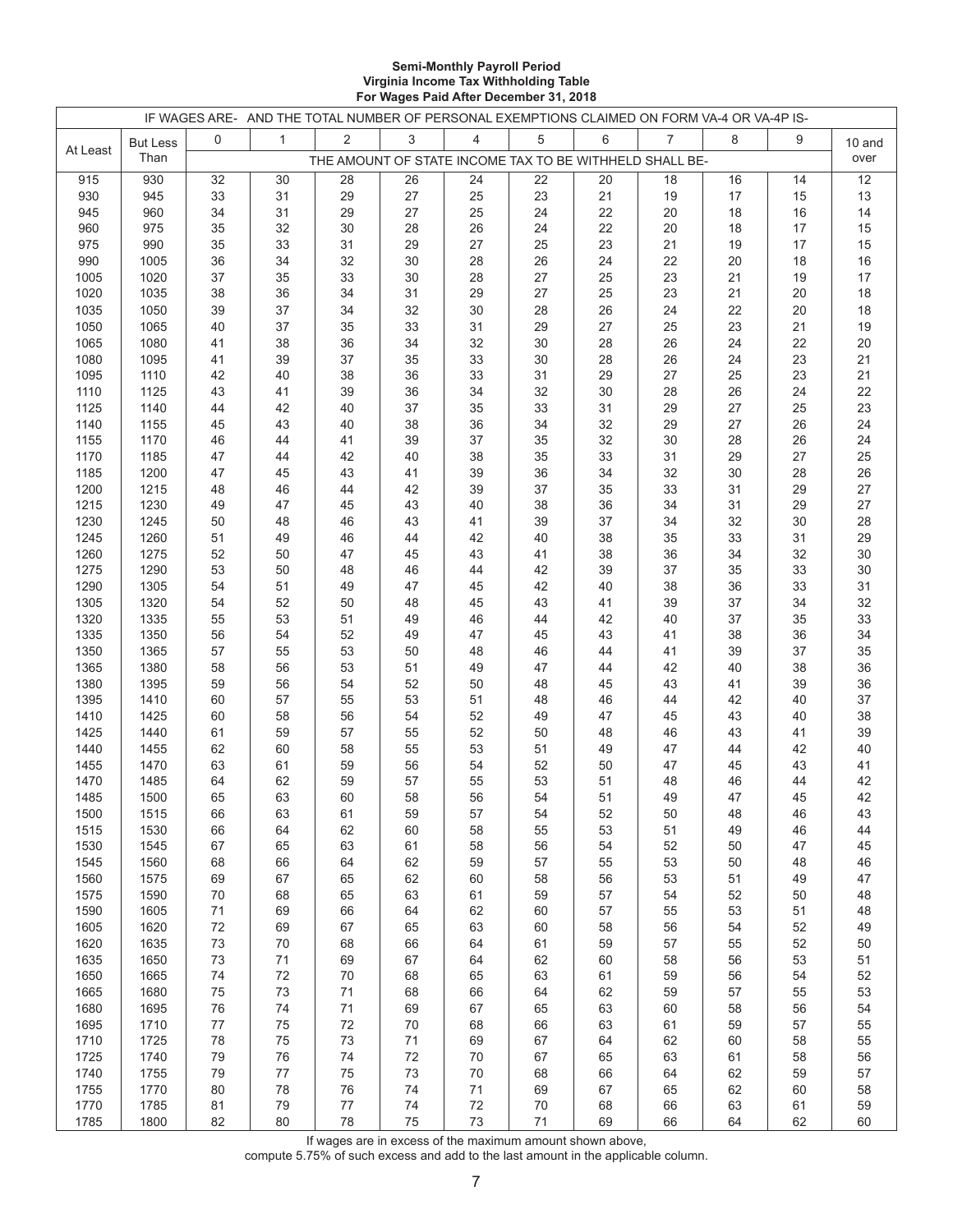**Semi-Monthly Payroll Period**
**Virginia Income Tax Withholding Table**
**For Wages Paid After December 31, 2018**

| IF WAGES ARE- | | AND THE TOTAL NUMBER OF PERSONAL EXEMPTIONS CLAIMED ON FORM VA-4 OR VA-4P IS- | | | | | | | | | | |
|---|---|---|---|---|---|---|---|---|---|---|---|---|
| At Least | But Less Than | 0 | 1 | 2 | 3 | 4 | 5 | 6 | 7 | 8 | 9 | 10 and over |
| | | THE AMOUNT OF STATE INCOME TAX TO BE WITHHELD SHALL BE- | | | | | | | | | | |
| 915 | 930 | 32 | 30 | 28 | 26 | 24 | 22 | 20 | 18 | 16 | 14 | 12 |
| 930 | 945 | 33 | 31 | 29 | 27 | 25 | 23 | 21 | 19 | 17 | 15 | 13 |
| 945 | 960 | 34 | 31 | 29 | 27 | 25 | 24 | 22 | 20 | 18 | 16 | 14 |
| 960 | 975 | 35 | 32 | 30 | 28 | 26 | 24 | 22 | 20 | 18 | 17 | 15 |
| 975 | 990 | 35 | 33 | 31 | 29 | 27 | 25 | 23 | 21 | 19 | 17 | 15 |
| 990 | 1005 | 36 | 34 | 32 | 30 | 28 | 26 | 24 | 22 | 20 | 18 | 16 |
| 1005 | 1020 | 37 | 35 | 33 | 30 | 28 | 27 | 25 | 23 | 21 | 19 | 17 |
| 1020 | 1035 | 38 | 36 | 34 | 31 | 29 | 27 | 25 | 23 | 21 | 20 | 18 |
| 1035 | 1050 | 39 | 37 | 34 | 32 | 30 | 28 | 26 | 24 | 22 | 20 | 18 |
| 1050 | 1065 | 40 | 37 | 35 | 33 | 31 | 29 | 27 | 25 | 23 | 21 | 19 |
| 1065 | 1080 | 41 | 38 | 36 | 34 | 32 | 30 | 28 | 26 | 24 | 22 | 20 |
| 1080 | 1095 | 41 | 39 | 37 | 35 | 33 | 30 | 28 | 26 | 24 | 23 | 21 |
| 1095 | 1110 | 42 | 40 | 38 | 36 | 33 | 31 | 29 | 27 | 25 | 23 | 21 |
| 1110 | 1125 | 43 | 41 | 39 | 36 | 34 | 32 | 30 | 28 | 26 | 24 | 22 |
| 1125 | 1140 | 44 | 42 | 40 | 37 | 35 | 33 | 31 | 29 | 27 | 25 | 23 |
| 1140 | 1155 | 45 | 43 | 40 | 38 | 36 | 34 | 32 | 29 | 27 | 26 | 24 |
| 1155 | 1170 | 46 | 44 | 41 | 39 | 37 | 35 | 32 | 30 | 28 | 26 | 24 |
| 1170 | 1185 | 47 | 44 | 42 | 40 | 38 | 35 | 33 | 31 | 29 | 27 | 25 |
| 1185 | 1200 | 47 | 45 | 43 | 41 | 39 | 36 | 34 | 32 | 30 | 28 | 26 |
| 1200 | 1215 | 48 | 46 | 44 | 42 | 39 | 37 | 35 | 33 | 31 | 29 | 27 |
| 1215 | 1230 | 49 | 47 | 45 | 43 | 40 | 38 | 36 | 34 | 31 | 29 | 27 |
| 1230 | 1245 | 50 | 48 | 46 | 43 | 41 | 39 | 37 | 34 | 32 | 30 | 28 |
| 1245 | 1260 | 51 | 49 | 46 | 44 | 42 | 40 | 38 | 35 | 33 | 31 | 29 |
| 1260 | 1275 | 52 | 50 | 47 | 45 | 43 | 41 | 38 | 36 | 34 | 32 | 30 |
| 1275 | 1290 | 53 | 50 | 48 | 46 | 44 | 42 | 39 | 37 | 35 | 33 | 30 |
| 1290 | 1305 | 54 | 51 | 49 | 47 | 45 | 42 | 40 | 38 | 36 | 33 | 31 |
| 1305 | 1320 | 54 | 52 | 50 | 48 | 45 | 43 | 41 | 39 | 37 | 34 | 32 |
| 1320 | 1335 | 55 | 53 | 51 | 49 | 46 | 44 | 42 | 40 | 37 | 35 | 33 |
| 1335 | 1350 | 56 | 54 | 52 | 49 | 47 | 45 | 43 | 41 | 38 | 36 | 34 |
| 1350 | 1365 | 57 | 55 | 53 | 50 | 48 | 46 | 44 | 41 | 39 | 37 | 35 |
| 1365 | 1380 | 58 | 56 | 53 | 51 | 49 | 47 | 44 | 42 | 40 | 38 | 36 |
| 1380 | 1395 | 59 | 56 | 54 | 52 | 50 | 48 | 45 | 43 | 41 | 39 | 36 |
| 1395 | 1410 | 60 | 57 | 55 | 53 | 51 | 48 | 46 | 44 | 42 | 40 | 37 |
| 1410 | 1425 | 60 | 58 | 56 | 54 | 52 | 49 | 47 | 45 | 43 | 40 | 38 |
| 1425 | 1440 | 61 | 59 | 57 | 55 | 52 | 50 | 48 | 46 | 43 | 41 | 39 |
| 1440 | 1455 | 62 | 60 | 58 | 55 | 53 | 51 | 49 | 47 | 44 | 42 | 40 |
| 1455 | 1470 | 63 | 61 | 59 | 56 | 54 | 52 | 50 | 47 | 45 | 43 | 41 |
| 1470 | 1485 | 64 | 62 | 59 | 57 | 55 | 53 | 51 | 48 | 46 | 44 | 42 |
| 1485 | 1500 | 65 | 63 | 60 | 58 | 56 | 54 | 51 | 49 | 47 | 45 | 42 |
| 1500 | 1515 | 66 | 63 | 61 | 59 | 57 | 54 | 52 | 50 | 48 | 46 | 43 |
| 1515 | 1530 | 66 | 64 | 62 | 60 | 58 | 55 | 53 | 51 | 49 | 46 | 44 |
| 1530 | 1545 | 67 | 65 | 63 | 61 | 58 | 56 | 54 | 52 | 50 | 47 | 45 |
| 1545 | 1560 | 68 | 66 | 64 | 62 | 59 | 57 | 55 | 53 | 50 | 48 | 46 |
| 1560 | 1575 | 69 | 67 | 65 | 62 | 60 | 58 | 56 | 53 | 51 | 49 | 47 |
| 1575 | 1590 | 70 | 68 | 65 | 63 | 61 | 59 | 57 | 54 | 52 | 50 | 48 |
| 1590 | 1605 | 71 | 69 | 66 | 64 | 62 | 60 | 57 | 55 | 53 | 51 | 48 |
| 1605 | 1620 | 72 | 69 | 67 | 65 | 63 | 60 | 58 | 56 | 54 | 52 | 49 |
| 1620 | 1635 | 73 | 70 | 68 | 66 | 64 | 61 | 59 | 57 | 55 | 52 | 50 |
| 1635 | 1650 | 73 | 71 | 69 | 67 | 64 | 62 | 60 | 58 | 56 | 53 | 51 |
| 1650 | 1665 | 74 | 72 | 70 | 68 | 65 | 63 | 61 | 59 | 56 | 54 | 52 |
| 1665 | 1680 | 75 | 73 | 71 | 68 | 66 | 64 | 62 | 59 | 57 | 55 | 53 |
| 1680 | 1695 | 76 | 74 | 71 | 69 | 67 | 65 | 63 | 60 | 58 | 56 | 54 |
| 1695 | 1710 | 77 | 75 | 72 | 70 | 68 | 66 | 63 | 61 | 59 | 57 | 55 |
| 1710 | 1725 | 78 | 75 | 73 | 71 | 69 | 67 | 64 | 62 | 60 | 58 | 55 |
| 1725 | 1740 | 79 | 76 | 74 | 72 | 70 | 67 | 65 | 63 | 61 | 58 | 56 |
| 1740 | 1755 | 79 | 77 | 75 | 73 | 70 | 68 | 66 | 64 | 62 | 59 | 57 |
| 1755 | 1770 | 80 | 78 | 76 | 74 | 71 | 69 | 67 | 65 | 62 | 60 | 58 |
| 1770 | 1785 | 81 | 79 | 77 | 74 | 72 | 70 | 68 | 66 | 63 | 61 | 59 |
| 1785 | 1800 | 82 | 80 | 78 | 75 | 73 | 71 | 69 | 66 | 64 | 62 | 60 |

If wages are in excess of the maximum amount shown above,
compute 5.75% of such excess and add to the last amount in the applicable column.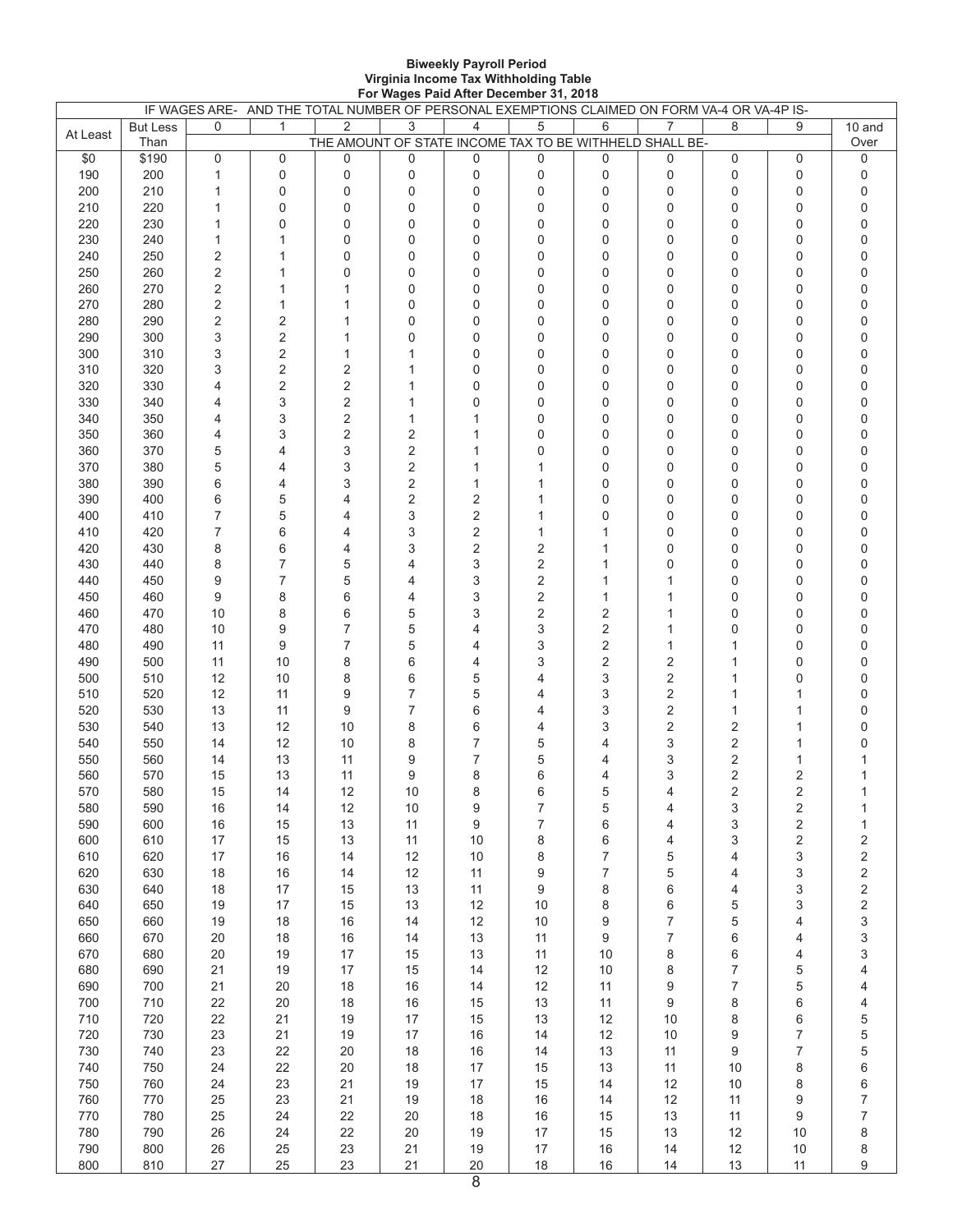**Biweekly Payroll Period**
**Virginia Income Tax Withholding Table**
**For Wages Paid After December 31, 2018**

| IF WAGES ARE- | | AND THE TOTAL NUMBER OF PERSONAL EXEMPTIONS CLAIMED ON FORM VA-4 OR VA-4P IS- | | | | | | | | | | |
|---|---|---|---|---|---|---|---|---|---|---|---|---|
| At Least | But Less Than | 0 | 1 | 2 | 3 | 4 | 5 | 6 | 7 | 8 | 9 | 10 and Over |
| | | THE AMOUNT OF STATE INCOME TAX TO BE WITHHELD SHALL BE- | | | | | | | | | | |
| $0 | $190 | 0 | 0 | 0 | 0 | 0 | 0 | 0 | 0 | 0 | 0 | 0 |
| 190 | 200 | 1 | 0 | 0 | 0 | 0 | 0 | 0 | 0 | 0 | 0 | 0 |
| 200 | 210 | 1 | 0 | 0 | 0 | 0 | 0 | 0 | 0 | 0 | 0 | 0 |
| 210 | 220 | 1 | 0 | 0 | 0 | 0 | 0 | 0 | 0 | 0 | 0 | 0 |
| 220 | 230 | 1 | 0 | 0 | 0 | 0 | 0 | 0 | 0 | 0 | 0 | 0 |
| 230 | 240 | 1 | 1 | 0 | 0 | 0 | 0 | 0 | 0 | 0 | 0 | 0 |
| 240 | 250 | 2 | 1 | 0 | 0 | 0 | 0 | 0 | 0 | 0 | 0 | 0 |
| 250 | 260 | 2 | 1 | 0 | 0 | 0 | 0 | 0 | 0 | 0 | 0 | 0 |
| 260 | 270 | 2 | 1 | 1 | 0 | 0 | 0 | 0 | 0 | 0 | 0 | 0 |
| 270 | 280 | 2 | 1 | 1 | 0 | 0 | 0 | 0 | 0 | 0 | 0 | 0 |
| 280 | 290 | 2 | 2 | 1 | 0 | 0 | 0 | 0 | 0 | 0 | 0 | 0 |
| 290 | 300 | 3 | 2 | 1 | 0 | 0 | 0 | 0 | 0 | 0 | 0 | 0 |
| 300 | 310 | 3 | 2 | 1 | 1 | 0 | 0 | 0 | 0 | 0 | 0 | 0 |
| 310 | 320 | 3 | 2 | 2 | 1 | 0 | 0 | 0 | 0 | 0 | 0 | 0 |
| 320 | 330 | 4 | 2 | 2 | 1 | 0 | 0 | 0 | 0 | 0 | 0 | 0 |
| 330 | 340 | 4 | 3 | 2 | 1 | 0 | 0 | 0 | 0 | 0 | 0 | 0 |
| 340 | 350 | 4 | 3 | 2 | 1 | 1 | 0 | 0 | 0 | 0 | 0 | 0 |
| 350 | 360 | 4 | 3 | 2 | 2 | 1 | 0 | 0 | 0 | 0 | 0 | 0 |
| 360 | 370 | 5 | 4 | 3 | 2 | 1 | 0 | 0 | 0 | 0 | 0 | 0 |
| 370 | 380 | 5 | 4 | 3 | 2 | 1 | 1 | 0 | 0 | 0 | 0 | 0 |
| 380 | 390 | 6 | 4 | 3 | 2 | 1 | 1 | 0 | 0 | 0 | 0 | 0 |
| 390 | 400 | 6 | 5 | 4 | 2 | 2 | 1 | 0 | 0 | 0 | 0 | 0 |
| 400 | 410 | 7 | 5 | 4 | 3 | 2 | 1 | 0 | 0 | 0 | 0 | 0 |
| 410 | 420 | 7 | 6 | 4 | 3 | 2 | 1 | 1 | 0 | 0 | 0 | 0 |
| 420 | 430 | 8 | 6 | 4 | 3 | 2 | 2 | 1 | 0 | 0 | 0 | 0 |
| 430 | 440 | 8 | 7 | 5 | 4 | 3 | 2 | 1 | 0 | 0 | 0 | 0 |
| 440 | 450 | 9 | 7 | 5 | 4 | 3 | 2 | 1 | 1 | 0 | 0 | 0 |
| 450 | 460 | 9 | 8 | 6 | 4 | 3 | 2 | 1 | 1 | 0 | 0 | 0 |
| 460 | 470 | 10 | 8 | 6 | 5 | 3 | 2 | 2 | 1 | 0 | 0 | 0 |
| 470 | 480 | 10 | 9 | 7 | 5 | 4 | 3 | 2 | 1 | 0 | 0 | 0 |
| 480 | 490 | 11 | 9 | 7 | 5 | 4 | 3 | 2 | 1 | 1 | 0 | 0 |
| 490 | 500 | 11 | 10 | 8 | 6 | 4 | 3 | 2 | 2 | 1 | 0 | 0 |
| 500 | 510 | 12 | 10 | 8 | 6 | 5 | 4 | 3 | 2 | 1 | 0 | 0 |
| 510 | 520 | 12 | 11 | 9 | 7 | 5 | 4 | 3 | 2 | 1 | 1 | 0 |
| 520 | 530 | 13 | 11 | 9 | 7 | 6 | 4 | 3 | 2 | 1 | 1 | 0 |
| 530 | 540 | 13 | 12 | 10 | 8 | 6 | 4 | 3 | 2 | 2 | 1 | 0 |
| 540 | 550 | 14 | 12 | 10 | 8 | 7 | 5 | 4 | 3 | 2 | 1 | 0 |
| 550 | 560 | 14 | 13 | 11 | 9 | 7 | 5 | 4 | 3 | 2 | 1 | 1 |
| 560 | 570 | 15 | 13 | 11 | 9 | 8 | 6 | 4 | 3 | 2 | 2 | 1 |
| 570 | 580 | 15 | 14 | 12 | 10 | 8 | 6 | 5 | 4 | 2 | 2 | 1 |
| 580 | 590 | 16 | 14 | 12 | 10 | 9 | 7 | 5 | 4 | 3 | 2 | 1 |
| 590 | 600 | 16 | 15 | 13 | 11 | 9 | 7 | 6 | 4 | 3 | 2 | 1 |
| 600 | 610 | 17 | 15 | 13 | 11 | 10 | 8 | 6 | 4 | 3 | 2 | 2 |
| 610 | 620 | 17 | 16 | 14 | 12 | 10 | 8 | 7 | 5 | 4 | 3 | 2 |
| 620 | 630 | 18 | 16 | 14 | 12 | 11 | 9 | 7 | 5 | 4 | 3 | 2 |
| 630 | 640 | 18 | 17 | 15 | 13 | 11 | 9 | 8 | 6 | 4 | 3 | 2 |
| 640 | 650 | 19 | 17 | 15 | 13 | 12 | 10 | 8 | 6 | 5 | 3 | 2 |
| 650 | 660 | 19 | 18 | 16 | 14 | 12 | 10 | 9 | 7 | 5 | 4 | 3 |
| 660 | 670 | 20 | 18 | 16 | 14 | 13 | 11 | 9 | 7 | 6 | 4 | 3 |
| 670 | 680 | 20 | 19 | 17 | 15 | 13 | 11 | 10 | 8 | 6 | 4 | 3 |
| 680 | 690 | 21 | 19 | 17 | 15 | 14 | 12 | 10 | 8 | 7 | 5 | 4 |
| 690 | 700 | 21 | 20 | 18 | 16 | 14 | 12 | 11 | 9 | 7 | 5 | 4 |
| 700 | 710 | 22 | 20 | 18 | 16 | 15 | 13 | 11 | 9 | 8 | 6 | 4 |
| 710 | 720 | 22 | 21 | 19 | 17 | 15 | 13 | 12 | 10 | 8 | 6 | 5 |
| 720 | 730 | 23 | 21 | 19 | 17 | 16 | 14 | 12 | 10 | 9 | 7 | 5 |
| 730 | 740 | 23 | 22 | 20 | 18 | 16 | 14 | 13 | 11 | 9 | 7 | 5 |
| 740 | 750 | 24 | 22 | 20 | 18 | 17 | 15 | 13 | 11 | 10 | 8 | 6 |
| 750 | 760 | 24 | 23 | 21 | 19 | 17 | 15 | 14 | 12 | 10 | 8 | 6 |
| 760 | 770 | 25 | 23 | 21 | 19 | 18 | 16 | 14 | 12 | 11 | 9 | 7 |
| 770 | 780 | 25 | 24 | 22 | 20 | 18 | 16 | 15 | 13 | 11 | 9 | 7 |
| 780 | 790 | 26 | 24 | 22 | 20 | 19 | 17 | 15 | 13 | 12 | 10 | 8 |
| 790 | 800 | 26 | 25 | 23 | 21 | 19 | 17 | 16 | 14 | 12 | 10 | 8 |
| 800 | 810 | 27 | 25 | 23 | 21 | 20 | 18 | 16 | 14 | 13 | 11 | 9 |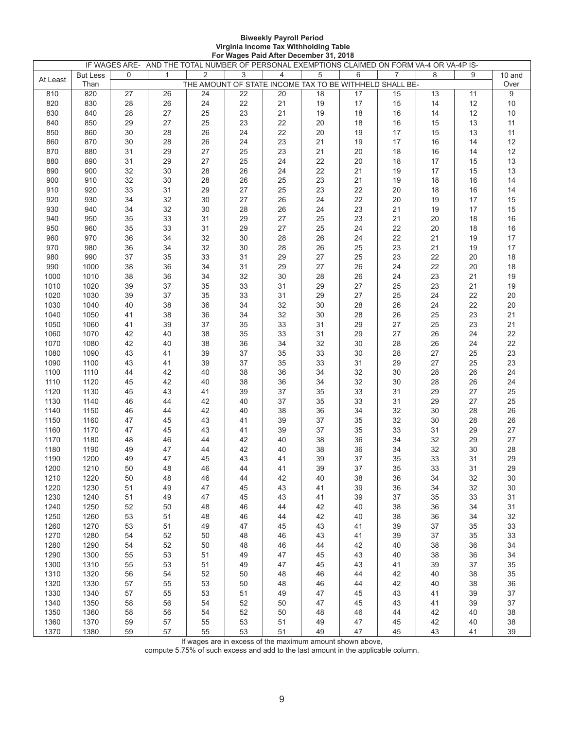**Biweekly Payroll Period**
**Virginia Income Tax Withholding Table**
**For Wages Paid After December 31, 2018**

| IF WAGES ARE- | | AND THE TOTAL NUMBER OF PERSONAL EXEMPTIONS CLAIMED ON FORM VA-4 OR VA-4P IS- | | | | | | | | | | |
|---|---|---|---|---|---|---|---|---|---|---|---|---|
| At Least | But Less Than | 0 | 1 | 2 | 3 | 4 | 5 | 6 | 7 | 8 | 9 | 10 and Over |
| | | THE AMOUNT OF STATE INCOME TAX TO BE WITHHELD SHALL BE- | | | | | | | | | | |
| 810 | 820 | 27 | 26 | 24 | 22 | 20 | 18 | 17 | 15 | 13 | 11 | 9 |
| 820 | 830 | 28 | 26 | 24 | 22 | 21 | 19 | 17 | 15 | 14 | 12 | 10 |
| 830 | 840 | 28 | 27 | 25 | 23 | 21 | 19 | 18 | 16 | 14 | 12 | 10 |
| 840 | 850 | 29 | 27 | 25 | 23 | 22 | 20 | 18 | 16 | 15 | 13 | 11 |
| 850 | 860 | 30 | 28 | 26 | 24 | 22 | 20 | 19 | 17 | 15 | 13 | 11 |
| 860 | 870 | 30 | 28 | 26 | 24 | 23 | 21 | 19 | 17 | 16 | 14 | 12 |
| 870 | 880 | 31 | 29 | 27 | 25 | 23 | 21 | 20 | 18 | 16 | 14 | 12 |
| 880 | 890 | 31 | 29 | 27 | 25 | 24 | 22 | 20 | 18 | 17 | 15 | 13 |
| 890 | 900 | 32 | 30 | 28 | 26 | 24 | 22 | 21 | 19 | 17 | 15 | 13 |
| 900 | 910 | 32 | 30 | 28 | 26 | 25 | 23 | 21 | 19 | 18 | 16 | 14 |
| 910 | 920 | 33 | 31 | 29 | 27 | 25 | 23 | 22 | 20 | 18 | 16 | 14 |
| 920 | 930 | 34 | 32 | 30 | 27 | 26 | 24 | 22 | 20 | 19 | 17 | 15 |
| 930 | 940 | 34 | 32 | 30 | 28 | 26 | 24 | 23 | 21 | 19 | 17 | 15 |
| 940 | 950 | 35 | 33 | 31 | 29 | 27 | 25 | 23 | 21 | 20 | 18 | 16 |
| 950 | 960 | 35 | 33 | 31 | 29 | 27 | 25 | 24 | 22 | 20 | 18 | 16 |
| 960 | 970 | 36 | 34 | 32 | 30 | 28 | 26 | 24 | 22 | 21 | 19 | 17 |
| 970 | 980 | 36 | 34 | 32 | 30 | 28 | 26 | 25 | 23 | 21 | 19 | 17 |
| 980 | 990 | 37 | 35 | 33 | 31 | 29 | 27 | 25 | 23 | 22 | 20 | 18 |
| 990 | 1000 | 38 | 36 | 34 | 31 | 29 | 27 | 26 | 24 | 22 | 20 | 18 |
| 1000 | 1010 | 38 | 36 | 34 | 32 | 30 | 28 | 26 | 24 | 23 | 21 | 19 |
| 1010 | 1020 | 39 | 37 | 35 | 33 | 31 | 29 | 27 | 25 | 23 | 21 | 19 |
| 1020 | 1030 | 39 | 37 | 35 | 33 | 31 | 29 | 27 | 25 | 24 | 22 | 20 |
| 1030 | 1040 | 40 | 38 | 36 | 34 | 32 | 30 | 28 | 26 | 24 | 22 | 20 |
| 1040 | 1050 | 41 | 38 | 36 | 34 | 32 | 30 | 28 | 26 | 25 | 23 | 21 |
| 1050 | 1060 | 41 | 39 | 37 | 35 | 33 | 31 | 29 | 27 | 25 | 23 | 21 |
| 1060 | 1070 | 42 | 40 | 38 | 35 | 33 | 31 | 29 | 27 | 26 | 24 | 22 |
| 1070 | 1080 | 42 | 40 | 38 | 36 | 34 | 32 | 30 | 28 | 26 | 24 | 22 |
| 1080 | 1090 | 43 | 41 | 39 | 37 | 35 | 33 | 30 | 28 | 27 | 25 | 23 |
| 1090 | 1100 | 43 | 41 | 39 | 37 | 35 | 33 | 31 | 29 | 27 | 25 | 23 |
| 1100 | 1110 | 44 | 42 | 40 | 38 | 36 | 34 | 32 | 30 | 28 | 26 | 24 |
| 1110 | 1120 | 45 | 42 | 40 | 38 | 36 | 34 | 32 | 30 | 28 | 26 | 24 |
| 1120 | 1130 | 45 | 43 | 41 | 39 | 37 | 35 | 33 | 31 | 29 | 27 | 25 |
| 1130 | 1140 | 46 | 44 | 42 | 40 | 37 | 35 | 33 | 31 | 29 | 27 | 25 |
| 1140 | 1150 | 46 | 44 | 42 | 40 | 38 | 36 | 34 | 32 | 30 | 28 | 26 |
| 1150 | 1160 | 47 | 45 | 43 | 41 | 39 | 37 | 35 | 32 | 30 | 28 | 26 |
| 1160 | 1170 | 47 | 45 | 43 | 41 | 39 | 37 | 35 | 33 | 31 | 29 | 27 |
| 1170 | 1180 | 48 | 46 | 44 | 42 | 40 | 38 | 36 | 34 | 32 | 29 | 27 |
| 1180 | 1190 | 49 | 47 | 44 | 42 | 40 | 38 | 36 | 34 | 32 | 30 | 28 |
| 1190 | 1200 | 49 | 47 | 45 | 43 | 41 | 39 | 37 | 35 | 33 | 31 | 29 |
| 1200 | 1210 | 50 | 48 | 46 | 44 | 41 | 39 | 37 | 35 | 33 | 31 | 29 |
| 1210 | 1220 | 50 | 48 | 46 | 44 | 42 | 40 | 38 | 36 | 34 | 32 | 30 |
| 1220 | 1230 | 51 | 49 | 47 | 45 | 43 | 41 | 39 | 36 | 34 | 32 | 30 |
| 1230 | 1240 | 51 | 49 | 47 | 45 | 43 | 41 | 39 | 37 | 35 | 33 | 31 |
| 1240 | 1250 | 52 | 50 | 48 | 46 | 44 | 42 | 40 | 38 | 36 | 34 | 31 |
| 1250 | 1260 | 53 | 51 | 48 | 46 | 44 | 42 | 40 | 38 | 36 | 34 | 32 |
| 1260 | 1270 | 53 | 51 | 49 | 47 | 45 | 43 | 41 | 39 | 37 | 35 | 33 |
| 1270 | 1280 | 54 | 52 | 50 | 48 | 46 | 43 | 41 | 39 | 37 | 35 | 33 |
| 1280 | 1290 | 54 | 52 | 50 | 48 | 46 | 44 | 42 | 40 | 38 | 36 | 34 |
| 1290 | 1300 | 55 | 53 | 51 | 49 | 47 | 45 | 43 | 40 | 38 | 36 | 34 |
| 1300 | 1310 | 55 | 53 | 51 | 49 | 47 | 45 | 43 | 41 | 39 | 37 | 35 |
| 1310 | 1320 | 56 | 54 | 52 | 50 | 48 | 46 | 44 | 42 | 40 | 38 | 35 |
| 1320 | 1330 | 57 | 55 | 53 | 50 | 48 | 46 | 44 | 42 | 40 | 38 | 36 |
| 1330 | 1340 | 57 | 55 | 53 | 51 | 49 | 47 | 45 | 43 | 41 | 39 | 37 |
| 1340 | 1350 | 58 | 56 | 54 | 52 | 50 | 47 | 45 | 43 | 41 | 39 | 37 |
| 1350 | 1360 | 58 | 56 | 54 | 52 | 50 | 48 | 46 | 44 | 42 | 40 | 38 |
| 1360 | 1370 | 59 | 57 | 55 | 53 | 51 | 49 | 47 | 45 | 42 | 40 | 38 |
| 1370 | 1380 | 59 | 57 | 55 | 53 | 51 | 49 | 47 | 45 | 43 | 41 | 39 |

If wages are in excess of the maximum amount shown above,
compute 5.75% of such excess and add to the last amount in the applicable column.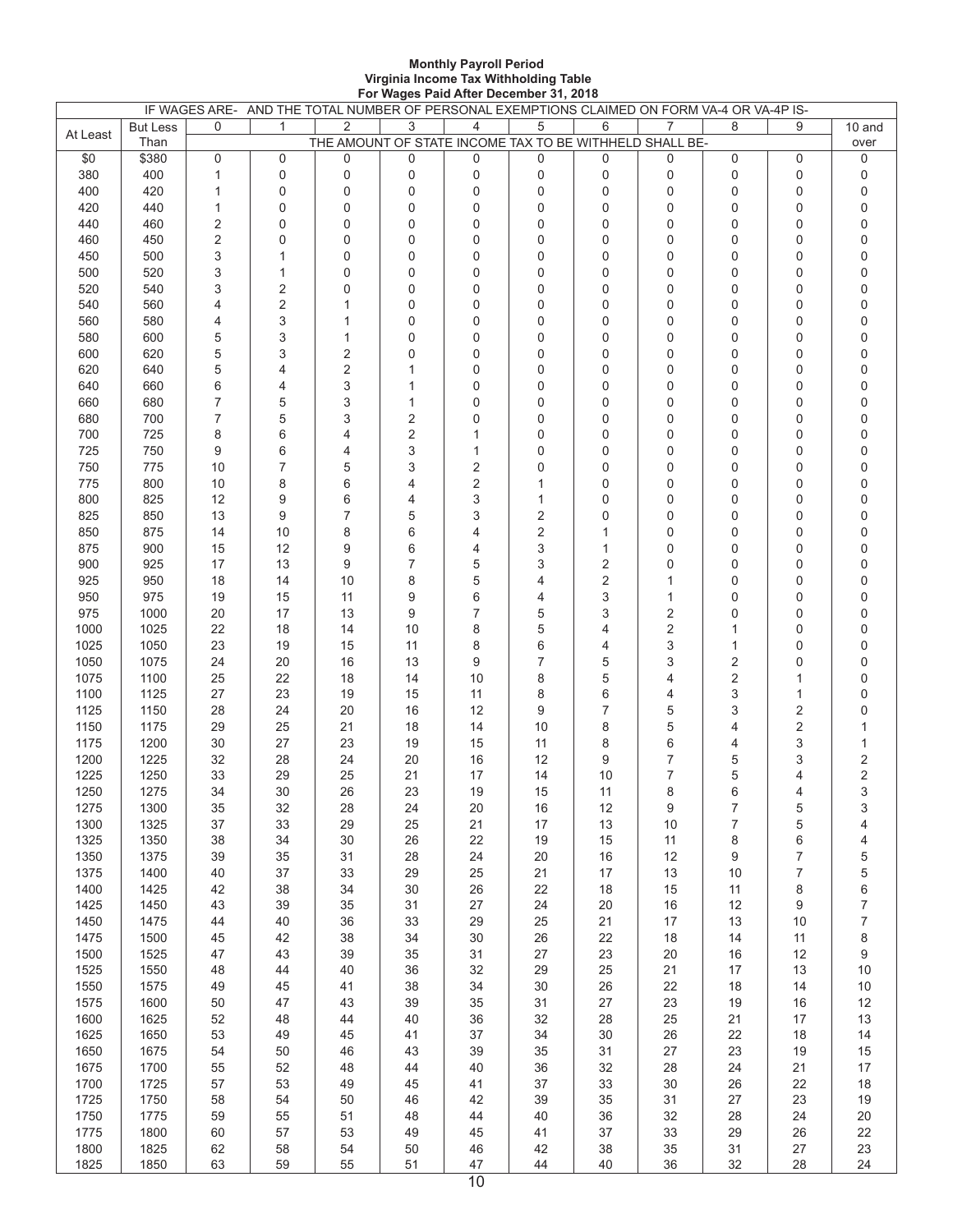**Monthly Payroll Period**
**Virginia Income Tax Withholding Table**
**For Wages Paid After December 31, 2018**

| IF WAGES ARE- | | AND THE TOTAL NUMBER OF PERSONAL EXEMPTIONS CLAIMED ON FORM VA-4 OR VA-4P IS- | | | | | | | | | | |
|---|---|---|---|---|---|---|---|---|---|---|---|---|
| At Least | But Less Than | 0 | 1 | 2 | 3 | 4 | 5 | 6 | 7 | 8 | 9 | 10 and over |
| | | THE AMOUNT OF STATE INCOME TAX TO BE WITHHELD SHALL BE- | | | | | | | | | | |
| $0 | $380 | 0 | 0 | 0 | 0 | 0 | 0 | 0 | 0 | 0 | 0 | 0 |
| 380 | 400 | 1 | 0 | 0 | 0 | 0 | 0 | 0 | 0 | 0 | 0 | 0 |
| 400 | 420 | 1 | 0 | 0 | 0 | 0 | 0 | 0 | 0 | 0 | 0 | 0 |
| 420 | 440 | 1 | 0 | 0 | 0 | 0 | 0 | 0 | 0 | 0 | 0 | 0 |
| 440 | 460 | 2 | 0 | 0 | 0 | 0 | 0 | 0 | 0 | 0 | 0 | 0 |
| 460 | 450 | 2 | 0 | 0 | 0 | 0 | 0 | 0 | 0 | 0 | 0 | 0 |
| 450 | 500 | 3 | 1 | 0 | 0 | 0 | 0 | 0 | 0 | 0 | 0 | 0 |
| 500 | 520 | 3 | 1 | 0 | 0 | 0 | 0 | 0 | 0 | 0 | 0 | 0 |
| 520 | 540 | 3 | 2 | 0 | 0 | 0 | 0 | 0 | 0 | 0 | 0 | 0 |
| 540 | 560 | 4 | 2 | 1 | 0 | 0 | 0 | 0 | 0 | 0 | 0 | 0 |
| 560 | 580 | 4 | 3 | 1 | 0 | 0 | 0 | 0 | 0 | 0 | 0 | 0 |
| 580 | 600 | 5 | 3 | 1 | 0 | 0 | 0 | 0 | 0 | 0 | 0 | 0 |
| 600 | 620 | 5 | 3 | 2 | 0 | 0 | 0 | 0 | 0 | 0 | 0 | 0 |
| 620 | 640 | 5 | 4 | 2 | 1 | 0 | 0 | 0 | 0 | 0 | 0 | 0 |
| 640 | 660 | 6 | 4 | 3 | 1 | 0 | 0 | 0 | 0 | 0 | 0 | 0 |
| 660 | 680 | 7 | 5 | 3 | 1 | 0 | 0 | 0 | 0 | 0 | 0 | 0 |
| 680 | 700 | 7 | 5 | 3 | 2 | 0 | 0 | 0 | 0 | 0 | 0 | 0 |
| 700 | 725 | 8 | 6 | 4 | 2 | 1 | 0 | 0 | 0 | 0 | 0 | 0 |
| 725 | 750 | 9 | 6 | 4 | 3 | 1 | 0 | 0 | 0 | 0 | 0 | 0 |
| 750 | 775 | 10 | 7 | 5 | 3 | 2 | 0 | 0 | 0 | 0 | 0 | 0 |
| 775 | 800 | 10 | 8 | 6 | 4 | 2 | 1 | 0 | 0 | 0 | 0 | 0 |
| 800 | 825 | 12 | 9 | 6 | 4 | 3 | 1 | 0 | 0 | 0 | 0 | 0 |
| 825 | 850 | 13 | 9 | 7 | 5 | 3 | 2 | 0 | 0 | 0 | 0 | 0 |
| 850 | 875 | 14 | 10 | 8 | 6 | 4 | 2 | 1 | 0 | 0 | 0 | 0 |
| 875 | 900 | 15 | 12 | 9 | 6 | 4 | 3 | 1 | 0 | 0 | 0 | 0 |
| 900 | 925 | 17 | 13 | 9 | 7 | 5 | 3 | 2 | 0 | 0 | 0 | 0 |
| 925 | 950 | 18 | 14 | 10 | 8 | 5 | 4 | 2 | 1 | 0 | 0 | 0 |
| 950 | 975 | 19 | 15 | 11 | 9 | 6 | 4 | 3 | 1 | 0 | 0 | 0 |
| 975 | 1000 | 20 | 17 | 13 | 9 | 7 | 5 | 3 | 2 | 0 | 0 | 0 |
| 1000 | 1025 | 22 | 18 | 14 | 10 | 8 | 5 | 4 | 2 | 1 | 0 | 0 |
| 1025 | 1050 | 23 | 19 | 15 | 11 | 8 | 6 | 4 | 3 | 1 | 0 | 0 |
| 1050 | 1075 | 24 | 20 | 16 | 13 | 9 | 7 | 5 | 3 | 2 | 0 | 0 |
| 1075 | 1100 | 25 | 22 | 18 | 14 | 10 | 8 | 5 | 4 | 2 | 1 | 0 |
| 1100 | 1125 | 27 | 23 | 19 | 15 | 11 | 8 | 6 | 4 | 3 | 1 | 0 |
| 1125 | 1150 | 28 | 24 | 20 | 16 | 12 | 9 | 7 | 5 | 3 | 2 | 0 |
| 1150 | 1175 | 29 | 25 | 21 | 18 | 14 | 10 | 8 | 5 | 4 | 2 | 1 |
| 1175 | 1200 | 30 | 27 | 23 | 19 | 15 | 11 | 8 | 6 | 4 | 3 | 1 |
| 1200 | 1225 | 32 | 28 | 24 | 20 | 16 | 12 | 9 | 7 | 5 | 3 | 2 |
| 1225 | 1250 | 33 | 29 | 25 | 21 | 17 | 14 | 10 | 7 | 5 | 4 | 2 |
| 1250 | 1275 | 34 | 30 | 26 | 23 | 19 | 15 | 11 | 8 | 6 | 4 | 3 |
| 1275 | 1300 | 35 | 32 | 28 | 24 | 20 | 16 | 12 | 9 | 7 | 5 | 3 |
| 1300 | 1325 | 37 | 33 | 29 | 25 | 21 | 17 | 13 | 10 | 7 | 5 | 4 |
| 1325 | 1350 | 38 | 34 | 30 | 26 | 22 | 19 | 15 | 11 | 8 | 6 | 4 |
| 1350 | 1375 | 39 | 35 | 31 | 28 | 24 | 20 | 16 | 12 | 9 | 7 | 5 |
| 1375 | 1400 | 40 | 37 | 33 | 29 | 25 | 21 | 17 | 13 | 10 | 7 | 5 |
| 1400 | 1425 | 42 | 38 | 34 | 30 | 26 | 22 | 18 | 15 | 11 | 8 | 6 |
| 1425 | 1450 | 43 | 39 | 35 | 31 | 27 | 24 | 20 | 16 | 12 | 9 | 7 |
| 1450 | 1475 | 44 | 40 | 36 | 33 | 29 | 25 | 21 | 17 | 13 | 10 | 7 |
| 1475 | 1500 | 45 | 42 | 38 | 34 | 30 | 26 | 22 | 18 | 14 | 11 | 8 |
| 1500 | 1525 | 47 | 43 | 39 | 35 | 31 | 27 | 23 | 20 | 16 | 12 | 9 |
| 1525 | 1550 | 48 | 44 | 40 | 36 | 32 | 29 | 25 | 21 | 17 | 13 | 10 |
| 1550 | 1575 | 49 | 45 | 41 | 38 | 34 | 30 | 26 | 22 | 18 | 14 | 10 |
| 1575 | 1600 | 50 | 47 | 43 | 39 | 35 | 31 | 27 | 23 | 19 | 16 | 12 |
| 1600 | 1625 | 52 | 48 | 44 | 40 | 36 | 32 | 28 | 25 | 21 | 17 | 13 |
| 1625 | 1650 | 53 | 49 | 45 | 41 | 37 | 34 | 30 | 26 | 22 | 18 | 14 |
| 1650 | 1675 | 54 | 50 | 46 | 43 | 39 | 35 | 31 | 27 | 23 | 19 | 15 |
| 1675 | 1700 | 55 | 52 | 48 | 44 | 40 | 36 | 32 | 28 | 24 | 21 | 17 |
| 1700 | 1725 | 57 | 53 | 49 | 45 | 41 | 37 | 33 | 30 | 26 | 22 | 18 |
| 1725 | 1750 | 58 | 54 | 50 | 46 | 42 | 39 | 35 | 31 | 27 | 23 | 19 |
| 1750 | 1775 | 59 | 55 | 51 | 48 | 44 | 40 | 36 | 32 | 28 | 24 | 20 |
| 1775 | 1800 | 60 | 57 | 53 | 49 | 45 | 41 | 37 | 33 | 29 | 26 | 22 |
| 1800 | 1825 | 62 | 58 | 54 | 50 | 46 | 42 | 38 | 35 | 31 | 27 | 23 |
| 1825 | 1850 | 63 | 59 | 55 | 51 | 47 | 44 | 40 | 36 | 32 | 28 | 24 |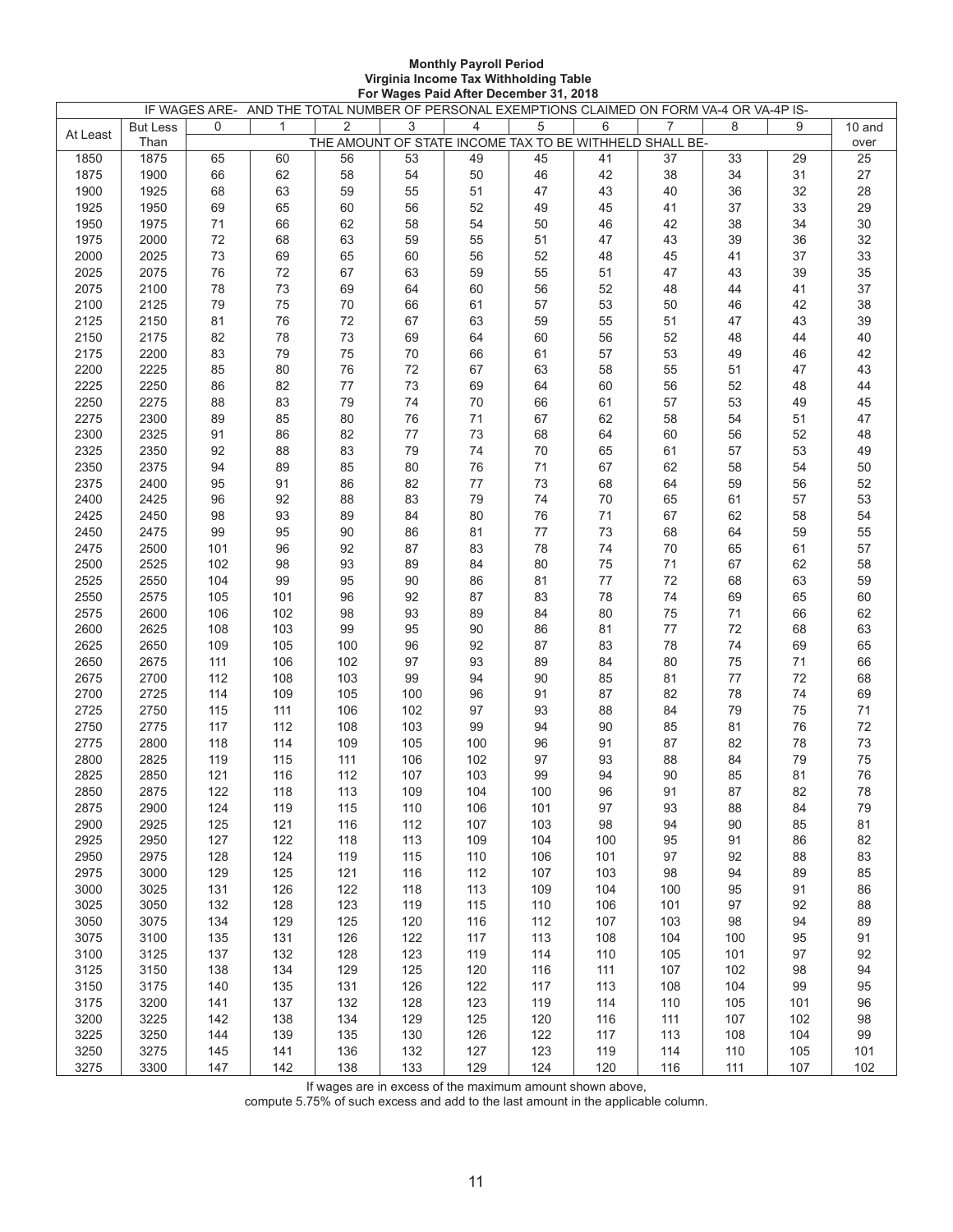**Monthly Payroll Period**
**Virginia Income Tax Withholding Table**
**For Wages Paid After December 31, 2018**

| IF WAGES ARE- | | AND THE TOTAL NUMBER OF PERSONAL EXEMPTIONS CLAIMED ON FORM VA-4 OR VA-4P IS- | | | | | | | | | | |
|---|---|---|---|---|---|---|---|---|---|---|---|---|
| At Least | But Less Than | 0 | 1 | 2 | 3 | 4 | 5 | 6 | 7 | 8 | 9 | 10 and over |
| | | THE AMOUNT OF STATE INCOME TAX TO BE WITHHELD SHALL BE- | | | | | | | | | | |
| 1850 | 1875 | 65 | 60 | 56 | 53 | 49 | 45 | 41 | 37 | 33 | 29 | 25 |
| 1875 | 1900 | 66 | 62 | 58 | 54 | 50 | 46 | 42 | 38 | 34 | 31 | 27 |
| 1900 | 1925 | 68 | 63 | 59 | 55 | 51 | 47 | 43 | 40 | 36 | 32 | 28 |
| 1925 | 1950 | 69 | 65 | 60 | 56 | 52 | 49 | 45 | 41 | 37 | 33 | 29 |
| 1950 | 1975 | 71 | 66 | 62 | 58 | 54 | 50 | 46 | 42 | 38 | 34 | 30 |
| 1975 | 2000 | 72 | 68 | 63 | 59 | 55 | 51 | 47 | 43 | 39 | 36 | 32 |
| 2000 | 2025 | 73 | 69 | 65 | 60 | 56 | 52 | 48 | 45 | 41 | 37 | 33 |
| 2025 | 2075 | 76 | 72 | 67 | 63 | 59 | 55 | 51 | 47 | 43 | 39 | 35 |
| 2075 | 2100 | 78 | 73 | 69 | 64 | 60 | 56 | 52 | 48 | 44 | 41 | 37 |
| 2100 | 2125 | 79 | 75 | 70 | 66 | 61 | 57 | 53 | 50 | 46 | 42 | 38 |
| 2125 | 2150 | 81 | 76 | 72 | 67 | 63 | 59 | 55 | 51 | 47 | 43 | 39 |
| 2150 | 2175 | 82 | 78 | 73 | 69 | 64 | 60 | 56 | 52 | 48 | 44 | 40 |
| 2175 | 2200 | 83 | 79 | 75 | 70 | 66 | 61 | 57 | 53 | 49 | 46 | 42 |
| 2200 | 2225 | 85 | 80 | 76 | 72 | 67 | 63 | 58 | 55 | 51 | 47 | 43 |
| 2225 | 2250 | 86 | 82 | 77 | 73 | 69 | 64 | 60 | 56 | 52 | 48 | 44 |
| 2250 | 2275 | 88 | 83 | 79 | 74 | 70 | 66 | 61 | 57 | 53 | 49 | 45 |
| 2275 | 2300 | 89 | 85 | 80 | 76 | 71 | 67 | 62 | 58 | 54 | 51 | 47 |
| 2300 | 2325 | 91 | 86 | 82 | 77 | 73 | 68 | 64 | 60 | 56 | 52 | 48 |
| 2325 | 2350 | 92 | 88 | 83 | 79 | 74 | 70 | 65 | 61 | 57 | 53 | 49 |
| 2350 | 2375 | 94 | 89 | 85 | 80 | 76 | 71 | 67 | 62 | 58 | 54 | 50 |
| 2375 | 2400 | 95 | 91 | 86 | 82 | 77 | 73 | 68 | 64 | 59 | 56 | 52 |
| 2400 | 2425 | 96 | 92 | 88 | 83 | 79 | 74 | 70 | 65 | 61 | 57 | 53 |
| 2425 | 2450 | 98 | 93 | 89 | 84 | 80 | 76 | 71 | 67 | 62 | 58 | 54 |
| 2450 | 2475 | 99 | 95 | 90 | 86 | 81 | 77 | 73 | 68 | 64 | 59 | 55 |
| 2475 | 2500 | 101 | 96 | 92 | 87 | 83 | 78 | 74 | 70 | 65 | 61 | 57 |
| 2500 | 2525 | 102 | 98 | 93 | 89 | 84 | 80 | 75 | 71 | 67 | 62 | 58 |
| 2525 | 2550 | 104 | 99 | 95 | 90 | 86 | 81 | 77 | 72 | 68 | 63 | 59 |
| 2550 | 2575 | 105 | 101 | 96 | 92 | 87 | 83 | 78 | 74 | 69 | 65 | 60 |
| 2575 | 2600 | 106 | 102 | 98 | 93 | 89 | 84 | 80 | 75 | 71 | 66 | 62 |
| 2600 | 2625 | 108 | 103 | 99 | 95 | 90 | 86 | 81 | 77 | 72 | 68 | 63 |
| 2625 | 2650 | 109 | 105 | 100 | 96 | 92 | 87 | 83 | 78 | 74 | 69 | 65 |
| 2650 | 2675 | 111 | 106 | 102 | 97 | 93 | 89 | 84 | 80 | 75 | 71 | 66 |
| 2675 | 2700 | 112 | 108 | 103 | 99 | 94 | 90 | 85 | 81 | 77 | 72 | 68 |
| 2700 | 2725 | 114 | 109 | 105 | 100 | 96 | 91 | 87 | 82 | 78 | 74 | 69 |
| 2725 | 2750 | 115 | 111 | 106 | 102 | 97 | 93 | 88 | 84 | 79 | 75 | 71 |
| 2750 | 2775 | 117 | 112 | 108 | 103 | 99 | 94 | 90 | 85 | 81 | 76 | 72 |
| 2775 | 2800 | 118 | 114 | 109 | 105 | 100 | 96 | 91 | 87 | 82 | 78 | 73 |
| 2800 | 2825 | 119 | 115 | 111 | 106 | 102 | 97 | 93 | 88 | 84 | 79 | 75 |
| 2825 | 2850 | 121 | 116 | 112 | 107 | 103 | 99 | 94 | 90 | 85 | 81 | 76 |
| 2850 | 2875 | 122 | 118 | 113 | 109 | 104 | 100 | 96 | 91 | 87 | 82 | 78 |
| 2875 | 2900 | 124 | 119 | 115 | 110 | 106 | 101 | 97 | 93 | 88 | 84 | 79 |
| 2900 | 2925 | 125 | 121 | 116 | 112 | 107 | 103 | 98 | 94 | 90 | 85 | 81 |
| 2925 | 2950 | 127 | 122 | 118 | 113 | 109 | 104 | 100 | 95 | 91 | 86 | 82 |
| 2950 | 2975 | 128 | 124 | 119 | 115 | 110 | 106 | 101 | 97 | 92 | 88 | 83 |
| 2975 | 3000 | 129 | 125 | 121 | 116 | 112 | 107 | 103 | 98 | 94 | 89 | 85 |
| 3000 | 3025 | 131 | 126 | 122 | 118 | 113 | 109 | 104 | 100 | 95 | 91 | 86 |
| 3025 | 3050 | 132 | 128 | 123 | 119 | 115 | 110 | 106 | 101 | 97 | 92 | 88 |
| 3050 | 3075 | 134 | 129 | 125 | 120 | 116 | 112 | 107 | 103 | 98 | 94 | 89 |
| 3075 | 3100 | 135 | 131 | 126 | 122 | 117 | 113 | 108 | 104 | 100 | 95 | 91 |
| 3100 | 3125 | 137 | 132 | 128 | 123 | 119 | 114 | 110 | 105 | 101 | 97 | 92 |
| 3125 | 3150 | 138 | 134 | 129 | 125 | 120 | 116 | 111 | 107 | 102 | 98 | 94 |
| 3150 | 3175 | 140 | 135 | 131 | 126 | 122 | 117 | 113 | 108 | 104 | 99 | 95 |
| 3175 | 3200 | 141 | 137 | 132 | 128 | 123 | 119 | 114 | 110 | 105 | 101 | 96 |
| 3200 | 3225 | 142 | 138 | 134 | 129 | 125 | 120 | 116 | 111 | 107 | 102 | 98 |
| 3225 | 3250 | 144 | 139 | 135 | 130 | 126 | 122 | 117 | 113 | 108 | 104 | 99 |
| 3250 | 3275 | 145 | 141 | 136 | 132 | 127 | 123 | 119 | 114 | 110 | 105 | 101 |
| 3275 | 3300 | 147 | 142 | 138 | 133 | 129 | 124 | 120 | 116 | 111 | 107 | 102 |

If wages are in excess of the maximum amount shown above,
compute 5.75% of such excess and add to the last amount in the applicable column.